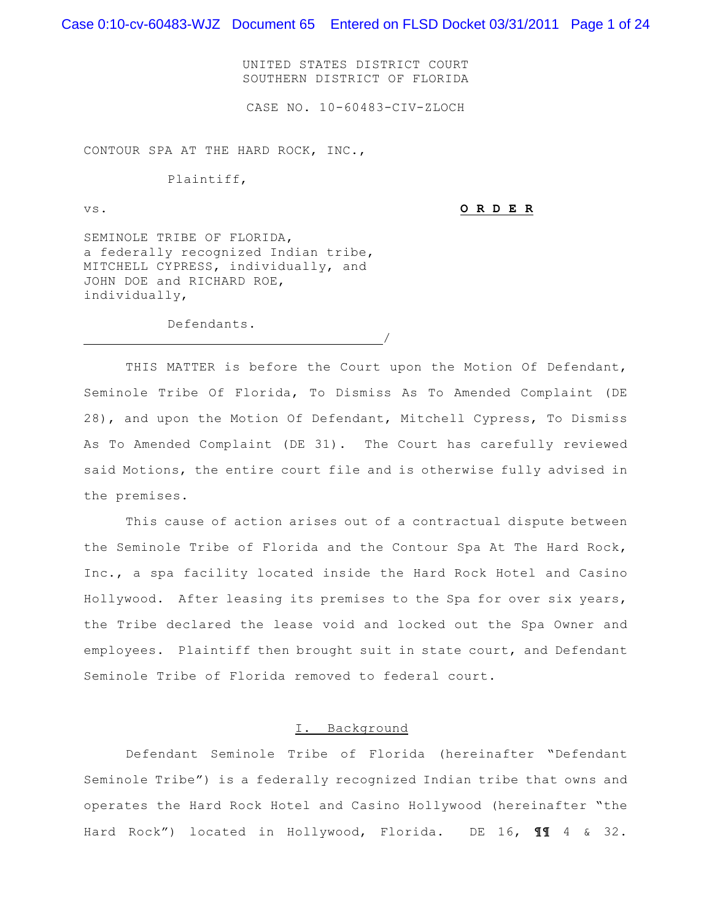UNITED STATES DISTRICT COURT
SOUTHERN DISTRICT OF FLORIDA

CASE NO. 10-60483-CIV-ZLOCH

CONTOUR SPA AT THE HARD ROCK, INC.,

Plaintiff,

vs.

**O R D E R**

SEMINOLE TRIBE OF FLORIDA,
a federally recognized Indian tribe,
MITCHELL CYPRESS, individually, and
JOHN DOE and RICHARD ROE,
individually,

Defendants.
_____________________________________/

THIS MATTER is before the Court upon the Motion Of Defendant, Seminole Tribe Of Florida, To Dismiss As To Amended Complaint (DE 28), and upon the Motion Of Defendant, Mitchell Cypress, To Dismiss As To Amended Complaint (DE 31). The Court has carefully reviewed said Motions, the entire court file and is otherwise fully advised in the premises.

This cause of action arises out of a contractual dispute between the Seminole Tribe of Florida and the Contour Spa At The Hard Rock, Inc., a spa facility located inside the Hard Rock Hotel and Casino Hollywood. After leasing its premises to the Spa for over six years, the Tribe declared the lease void and locked out the Spa Owner and employees. Plaintiff then brought suit in state court, and Defendant Seminole Tribe of Florida removed to federal court.

## I. Background

Defendant Seminole Tribe of Florida (hereinafter "Defendant Seminole Tribe") is a federally recognized Indian tribe that owns and operates the Hard Rock Hotel and Casino Hollywood (hereinafter "the Hard Rock") located in Hollywood, Florida. DE 16, **¶¶** 4 & 32.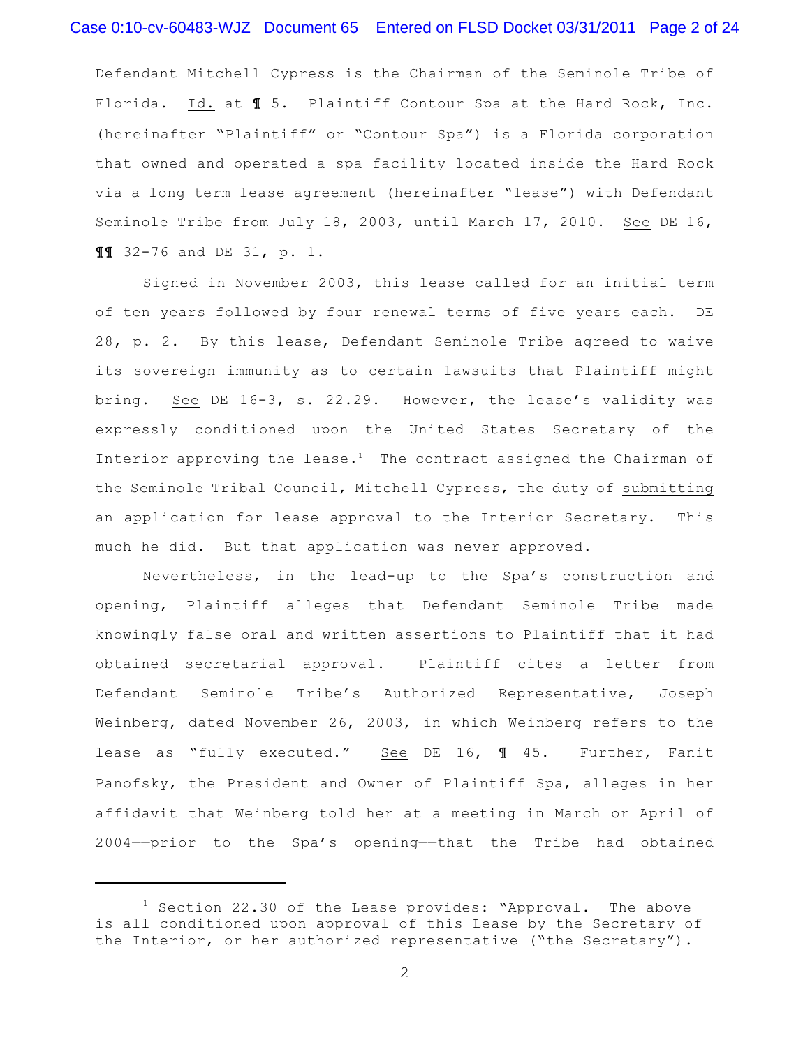Defendant Mitchell Cypress is the Chairman of the Seminole Tribe of Florida. Id. at ¶ 5. Plaintiff Contour Spa at the Hard Rock, Inc. (hereinafter "Plaintiff" or "Contour Spa") is a Florida corporation that owned and operated a spa facility located inside the Hard Rock via a long term lease agreement (hereinafter "lease") with Defendant Seminole Tribe from July 18, 2003, until March 17, 2010. See DE 16, ¶¶ 32-76 and DE 31, p. 1.

Signed in November 2003, this lease called for an initial term of ten years followed by four renewal terms of five years each. DE 28, p. 2. By this lease, Defendant Seminole Tribe agreed to waive its sovereign immunity as to certain lawsuits that Plaintiff might bring. See DE 16-3, s. 22.29. However, the lease's validity was expressly conditioned upon the United States Secretary of the Interior approving the lease.[1] The contract assigned the Chairman of the Seminole Tribal Council, Mitchell Cypress, the duty of submitting an application for lease approval to the Interior Secretary. This much he did. But that application was never approved.

Nevertheless, in the lead-up to the Spa's construction and opening, Plaintiff alleges that Defendant Seminole Tribe made knowingly false oral and written assertions to Plaintiff that it had obtained secretarial approval. Plaintiff cites a letter from Defendant Seminole Tribe's Authorized Representative, Joseph Weinberg, dated November 26, 2003, in which Weinberg refers to the lease as "fully executed." See DE 16, ¶ 45. Further, Fanit Panofsky, the President and Owner of Plaintiff Spa, alleges in her affidavit that Weinberg told her at a meeting in March or April of 2004—prior to the Spa's opening—that the Tribe had obtained

---

[1] Section 22.30 of the Lease provides: "Approval. The above is all conditioned upon approval of this Lease by the Secretary of the Interior, or her authorized representative ("the Secretary").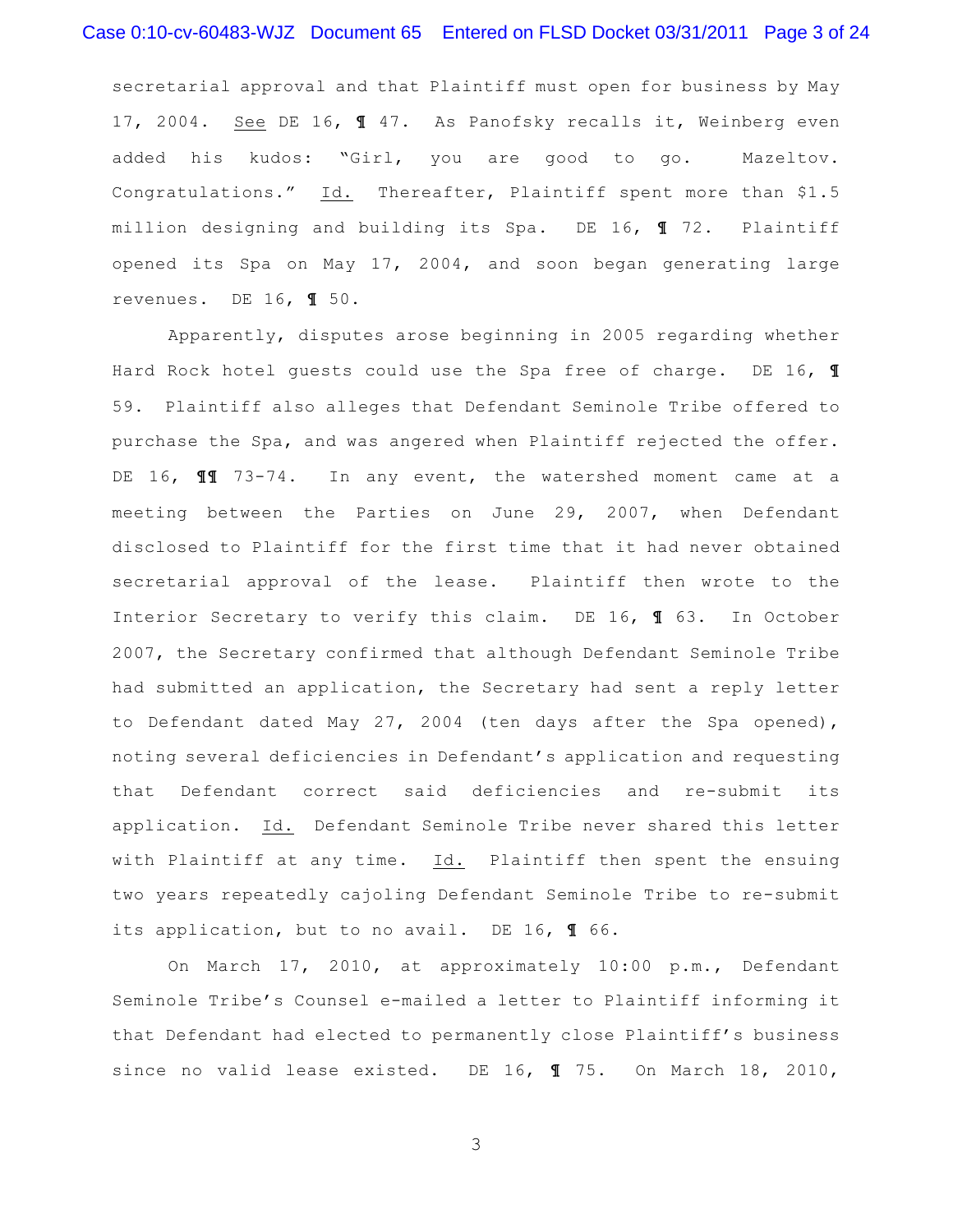secretarial approval and that Plaintiff must open for business by May 17, 2004. <u>See</u> DE 16, ¶ 47. As Panofsky recalls it, Weinberg even added his kudos: "Girl, you are good to go. Mazeltov. Congratulations." <u>Id.</u> Thereafter, Plaintiff spent more than $1.5 million designing and building its Spa. DE 16, ¶ 72. Plaintiff opened its Spa on May 17, 2004, and soon began generating large revenues. DE 16, ¶ 50.

Apparently, disputes arose beginning in 2005 regarding whether Hard Rock hotel guests could use the Spa free of charge. DE 16, ¶ 59. Plaintiff also alleges that Defendant Seminole Tribe offered to purchase the Spa, and was angered when Plaintiff rejected the offer. DE 16, ¶¶ 73-74. In any event, the watershed moment came at a meeting between the Parties on June 29, 2007, when Defendant disclosed to Plaintiff for the first time that it had never obtained secretarial approval of the lease. Plaintiff then wrote to the Interior Secretary to verify this claim. DE 16, ¶ 63. In October 2007, the Secretary confirmed that although Defendant Seminole Tribe had submitted an application, the Secretary had sent a reply letter to Defendant dated May 27, 2004 (ten days after the Spa opened), noting several deficiencies in Defendant's application and requesting that Defendant correct said deficiencies and re-submit its application. <u>Id.</u> Defendant Seminole Tribe never shared this letter with Plaintiff at any time. <u>Id.</u> Plaintiff then spent the ensuing two years repeatedly cajoling Defendant Seminole Tribe to re-submit its application, but to no avail. DE 16, ¶ 66.

On March 17, 2010, at approximately 10:00 p.m., Defendant Seminole Tribe's Counsel e-mailed a letter to Plaintiff informing it that Defendant had elected to permanently close Plaintiff's business since no valid lease existed. DE 16, ¶ 75. On March 18, 2010,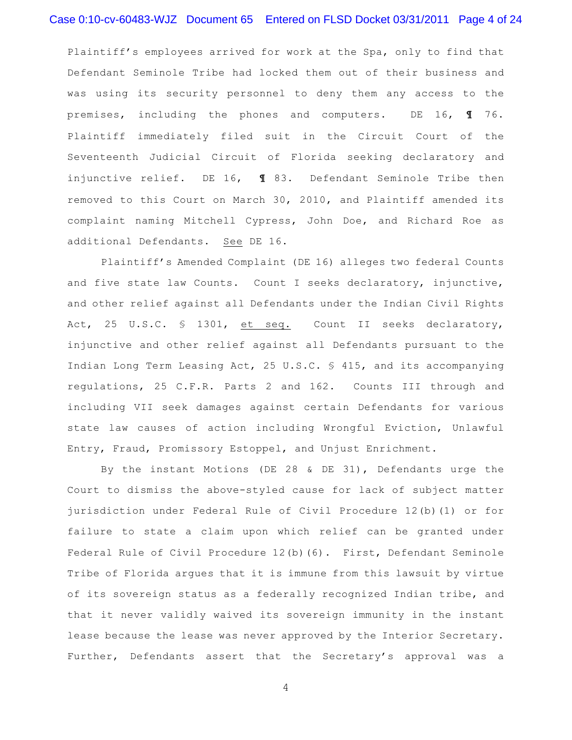Plaintiff's employees arrived for work at the Spa, only to find that Defendant Seminole Tribe had locked them out of their business and was using its security personnel to deny them any access to the premises, including the phones and computers. DE 16, ¶ 76. Plaintiff immediately filed suit in the Circuit Court of the Seventeenth Judicial Circuit of Florida seeking declaratory and injunctive relief. DE 16, ¶ 83. Defendant Seminole Tribe then removed to this Court on March 30, 2010, and Plaintiff amended its complaint naming Mitchell Cypress, John Doe, and Richard Roe as additional Defendants. See DE 16.

Plaintiff's Amended Complaint (DE 16) alleges two federal Counts and five state law Counts. Count I seeks declaratory, injunctive, and other relief against all Defendants under the Indian Civil Rights Act, 25 U.S.C. § 1301, et seq. Count II seeks declaratory, injunctive and other relief against all Defendants pursuant to the Indian Long Term Leasing Act, 25 U.S.C. § 415, and its accompanying regulations, 25 C.F.R. Parts 2 and 162. Counts III through and including VII seek damages against certain Defendants for various state law causes of action including Wrongful Eviction, Unlawful Entry, Fraud, Promissory Estoppel, and Unjust Enrichment.

By the instant Motions (DE 28 & DE 31), Defendants urge the Court to dismiss the above-styled cause for lack of subject matter jurisdiction under Federal Rule of Civil Procedure 12(b)(1) or for failure to state a claim upon which relief can be granted under Federal Rule of Civil Procedure 12(b)(6). First, Defendant Seminole Tribe of Florida argues that it is immune from this lawsuit by virtue of its sovereign status as a federally recognized Indian tribe, and that it never validly waived its sovereign immunity in the instant lease because the lease was never approved by the Interior Secretary. Further, Defendants assert that the Secretary's approval was a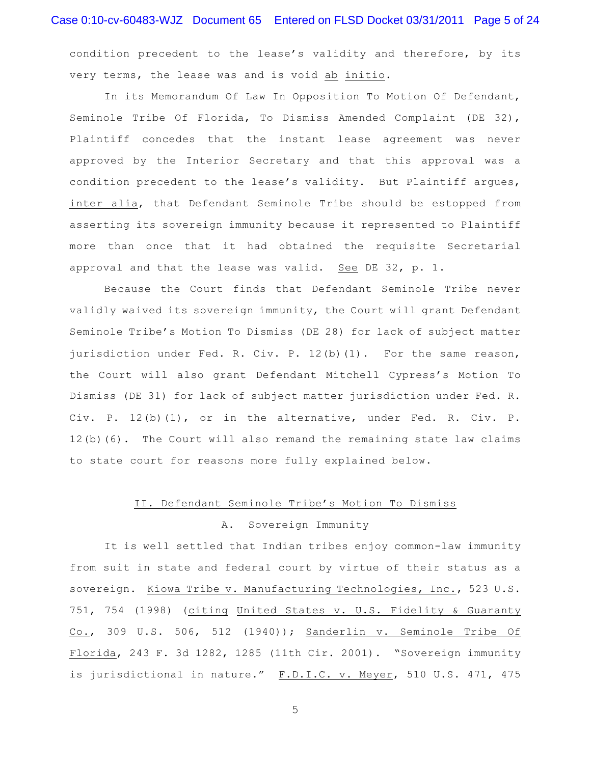condition precedent to the lease's validity and therefore, by its very terms, the lease was and is void <u>ab</u> <u>initio</u>.

In its Memorandum Of Law In Opposition To Motion Of Defendant, Seminole Tribe Of Florida, To Dismiss Amended Complaint (DE 32), Plaintiff concedes that the instant lease agreement was never approved by the Interior Secretary and that this approval was a condition precedent to the lease's validity. But Plaintiff argues, <u>inter alia</u>, that Defendant Seminole Tribe should be estopped from asserting its sovereign immunity because it represented to Plaintiff more than once that it had obtained the requisite Secretarial approval and that the lease was valid. <u>See</u> DE 32, p. 1.

Because the Court finds that Defendant Seminole Tribe never validly waived its sovereign immunity, the Court will grant Defendant Seminole Tribe's Motion To Dismiss (DE 28) for lack of subject matter jurisdiction under Fed. R. Civ. P. 12(b)(1). For the same reason, the Court will also grant Defendant Mitchell Cypress's Motion To Dismiss (DE 31) for lack of subject matter jurisdiction under Fed. R. Civ. P. 12(b)(1), or in the alternative, under Fed. R. Civ. P. 12(b)(6). The Court will also remand the remaining state law claims to state court for reasons more fully explained below.

## <u>II. Defendant Seminole Tribe's Motion To Dismiss</u>

### A. Sovereign Immunity

It is well settled that Indian tribes enjoy common-law immunity from suit in state and federal court by virtue of their status as a sovereign. <u>Kiowa Tribe v. Manufacturing Technologies, Inc.</u>, 523 U.S. 751, 754 (1998) (<u>citing</u> <u>United States v. U.S. Fidelity & Guaranty Co.</u>, 309 U.S. 506, 512 (1940)); <u>Sanderlin v. Seminole Tribe Of Florida</u>, 243 F. 3d 1282, 1285 (11th Cir. 2001). "Sovereign immunity is jurisdictional in nature." <u>F.D.I.C. v. Meyer</u>, 510 U.S. 471, 475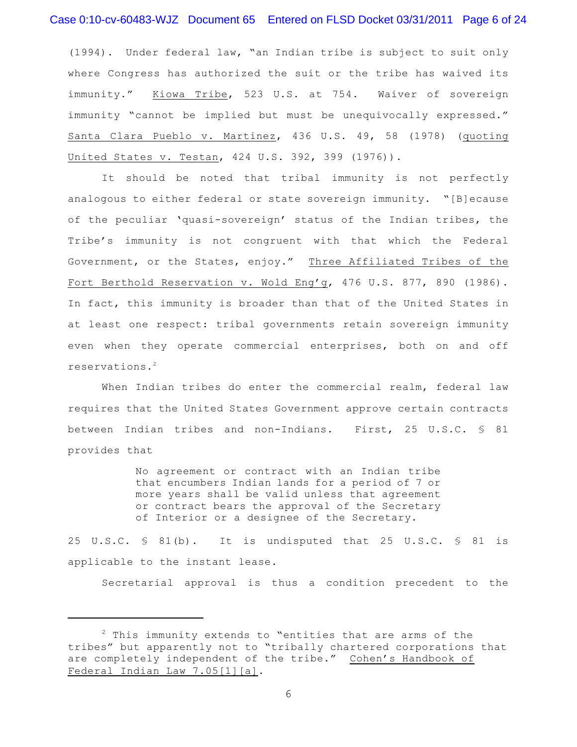(1994). Under federal law, "an Indian tribe is subject to suit only where Congress has authorized the suit or the tribe has waived its immunity." Kiowa Tribe, 523 U.S. at 754. Waiver of sovereign immunity "cannot be implied but must be unequivocally expressed." Santa Clara Pueblo v. Martinez, 436 U.S. 49, 58 (1978) (quoting United States v. Testan, 424 U.S. 392, 399 (1976)).

It should be noted that tribal immunity is not perfectly analogous to either federal or state sovereign immunity. "[B]ecause of the peculiar 'quasi-sovereign' status of the Indian tribes, the Tribe's immunity is not congruent with that which the Federal Government, or the States, enjoy." Three Affiliated Tribes of the Fort Berthold Reservation v. Wold Eng'g, 476 U.S. 877, 890 (1986). In fact, this immunity is broader than that of the United States in at least one respect: tribal governments retain sovereign immunity even when they operate commercial enterprises, both on and off reservations.[2]

When Indian tribes do enter the commercial realm, federal law requires that the United States Government approve certain contracts between Indian tribes and non-Indians. First, 25 U.S.C. § 81 provides that

> No agreement or contract with an Indian tribe that encumbers Indian lands for a period of 7 or more years shall be valid unless that agreement or contract bears the approval of the Secretary of Interior or a designee of the Secretary.

25 U.S.C. § 81(b). It is undisputed that 25 U.S.C. § 81 is applicable to the instant lease.

Secretarial approval is thus a condition precedent to the

---

[2] This immunity extends to "entities that are arms of the tribes" but apparently not to "tribally chartered corporations that are completely independent of the tribe." Cohen's Handbook of Federal Indian Law 7.05[1][a].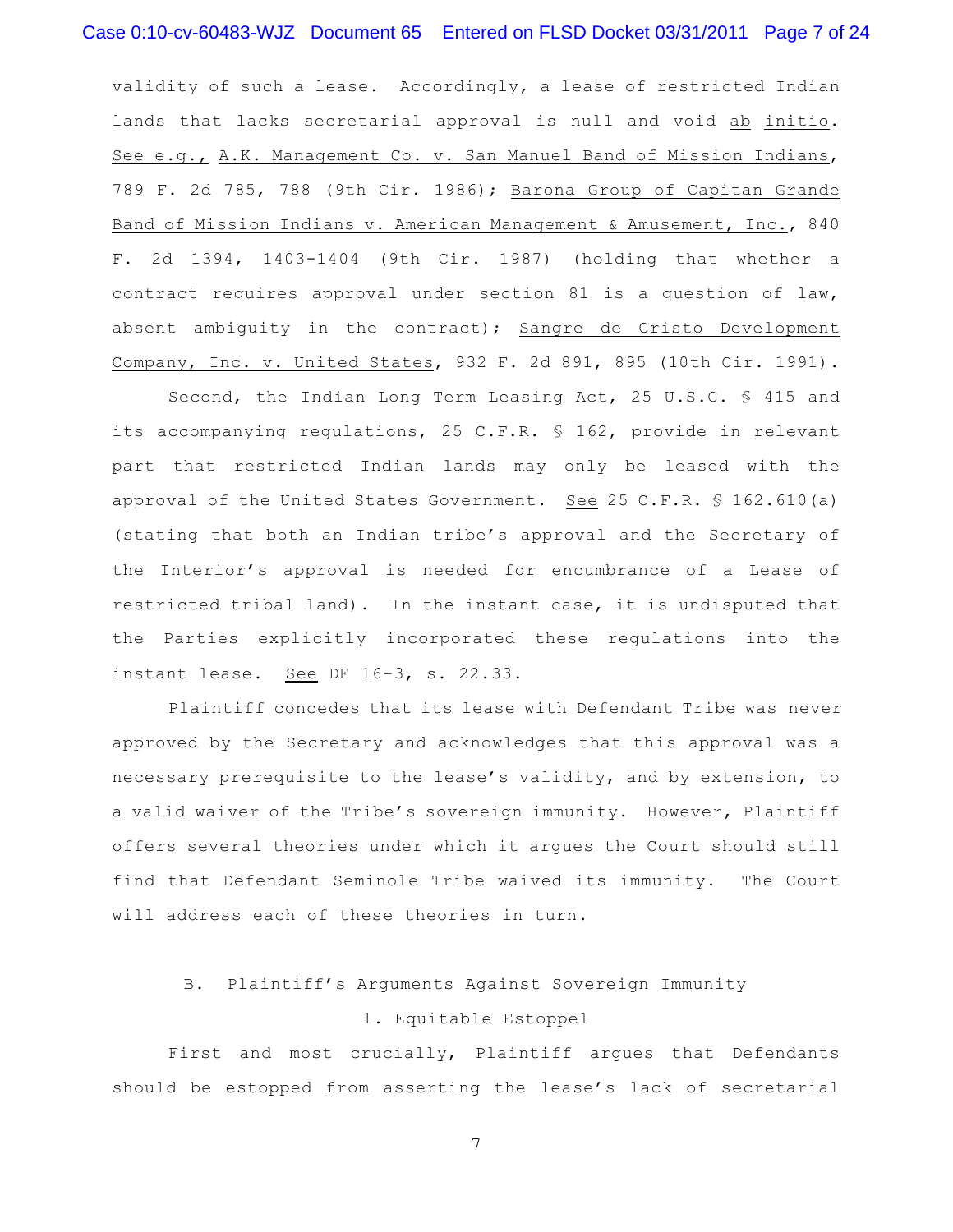validity of such a lease. Accordingly, a lease of restricted Indian lands that lacks secretarial approval is null and void ab initio. See e.g., A.K. Management Co. v. San Manuel Band of Mission Indians, 789 F. 2d 785, 788 (9th Cir. 1986); Barona Group of Capitan Grande Band of Mission Indians v. American Management & Amusement, Inc., 840 F. 2d 1394, 1403-1404 (9th Cir. 1987) (holding that whether a contract requires approval under section 81 is a question of law, absent ambiguity in the contract); Sangre de Cristo Development Company, Inc. v. United States, 932 F. 2d 891, 895 (10th Cir. 1991).

Second, the Indian Long Term Leasing Act, 25 U.S.C. § 415 and its accompanying regulations, 25 C.F.R. § 162, provide in relevant part that restricted Indian lands may only be leased with the approval of the United States Government. See 25 C.F.R. § 162.610(a) (stating that both an Indian tribe's approval and the Secretary of the Interior's approval is needed for encumbrance of a Lease of restricted tribal land). In the instant case, it is undisputed that the Parties explicitly incorporated these regulations into the instant lease. See DE 16-3, s. 22.33.

Plaintiff concedes that its lease with Defendant Tribe was never approved by the Secretary and acknowledges that this approval was a necessary prerequisite to the lease's validity, and by extension, to a valid waiver of the Tribe's sovereign immunity. However, Plaintiff offers several theories under which it argues the Court should still find that Defendant Seminole Tribe waived its immunity. The Court will address each of these theories in turn.

### B. Plaintiff's Arguments Against Sovereign Immunity

#### 1. Equitable Estoppel

First and most crucially, Plaintiff argues that Defendants should be estopped from asserting the lease's lack of secretarial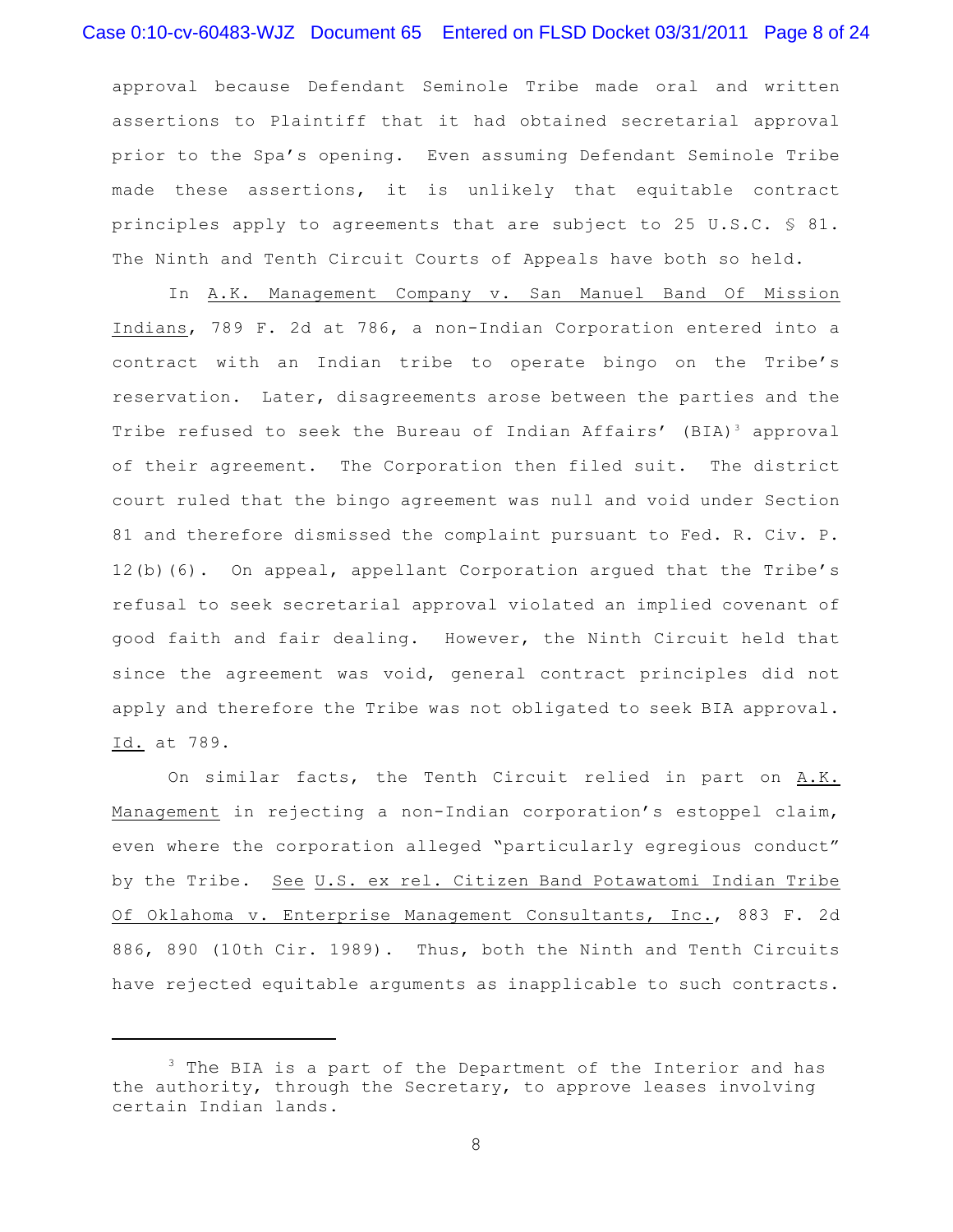approval because Defendant Seminole Tribe made oral and written assertions to Plaintiff that it had obtained secretarial approval prior to the Spa's opening. Even assuming Defendant Seminole Tribe made these assertions, it is unlikely that equitable contract principles apply to agreements that are subject to 25 U.S.C. § 81. The Ninth and Tenth Circuit Courts of Appeals have both so held.

In A.K. Management Company v. San Manuel Band Of Mission Indians, 789 F. 2d at 786, a non-Indian Corporation entered into a contract with an Indian tribe to operate bingo on the Tribe's reservation. Later, disagreements arose between the parties and the Tribe refused to seek the Bureau of Indian Affairs' (BIA)[3] approval of their agreement. The Corporation then filed suit. The district court ruled that the bingo agreement was null and void under Section 81 and therefore dismissed the complaint pursuant to Fed. R. Civ. P. 12(b)(6). On appeal, appellant Corporation argued that the Tribe's refusal to seek secretarial approval violated an implied covenant of good faith and fair dealing. However, the Ninth Circuit held that since the agreement was void, general contract principles did not apply and therefore the Tribe was not obligated to seek BIA approval. Id. at 789.

On similar facts, the Tenth Circuit relied in part on A.K. Management in rejecting a non-Indian corporation's estoppel claim, even where the corporation alleged "particularly egregious conduct" by the Tribe. See U.S. ex rel. Citizen Band Potawatomi Indian Tribe Of Oklahoma v. Enterprise Management Consultants, Inc., 883 F. 2d 886, 890 (10th Cir. 1989). Thus, both the Ninth and Tenth Circuits have rejected equitable arguments as inapplicable to such contracts.

---

[3] The BIA is a part of the Department of the Interior and has the authority, through the Secretary, to approve leases involving certain Indian lands.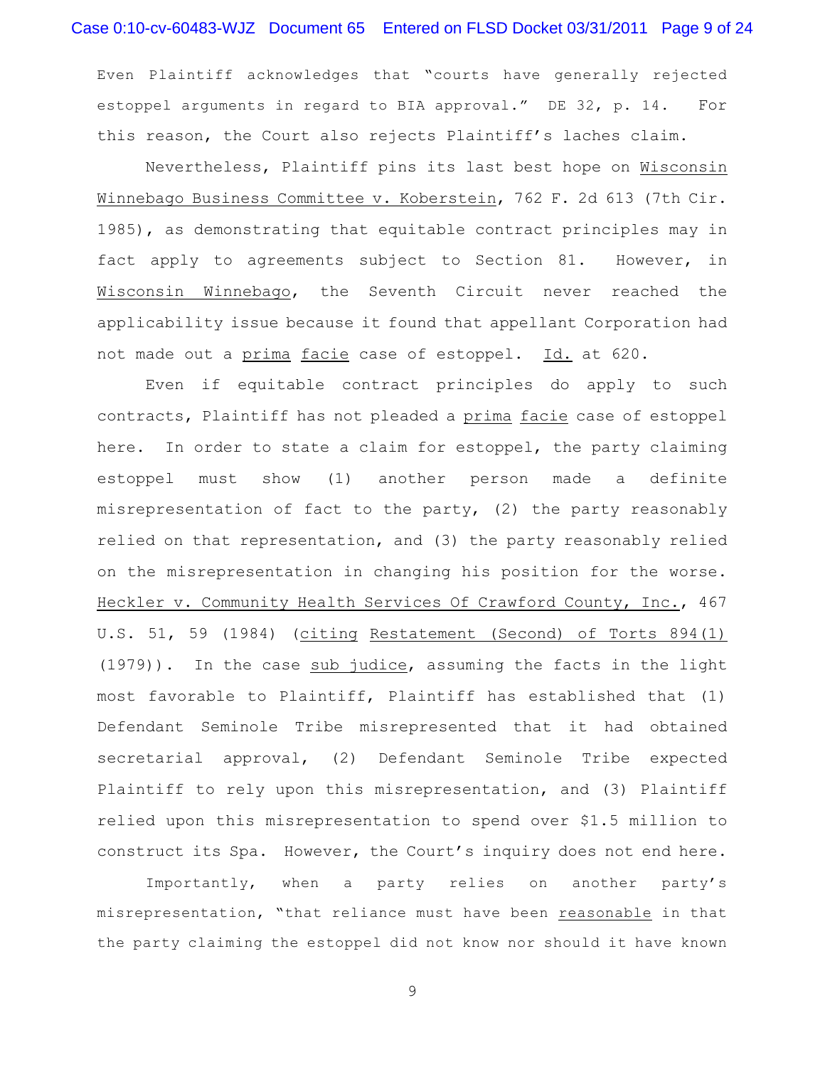Even Plaintiff acknowledges that "courts have generally rejected estoppel arguments in regard to BIA approval." DE 32, p. 14. For this reason, the Court also rejects Plaintiff's laches claim.

Nevertheless, Plaintiff pins its last best hope on Wisconsin Winnebago Business Committee v. Koberstein, 762 F. 2d 613 (7th Cir. 1985), as demonstrating that equitable contract principles may in fact apply to agreements subject to Section 81. However, in Wisconsin Winnebago, the Seventh Circuit never reached the applicability issue because it found that appellant Corporation had not made out a prima facie case of estoppel. Id. at 620.

Even if equitable contract principles do apply to such contracts, Plaintiff has not pleaded a prima facie case of estoppel here. In order to state a claim for estoppel, the party claiming estoppel must show (1) another person made a definite misrepresentation of fact to the party, (2) the party reasonably relied on that representation, and (3) the party reasonably relied on the misrepresentation in changing his position for the worse. Heckler v. Community Health Services Of Crawford County, Inc., 467 U.S. 51, 59 (1984) (citing Restatement (Second) of Torts 894(1) (1979)). In the case sub judice, assuming the facts in the light most favorable to Plaintiff, Plaintiff has established that (1) Defendant Seminole Tribe misrepresented that it had obtained secretarial approval, (2) Defendant Seminole Tribe expected Plaintiff to rely upon this misrepresentation, and (3) Plaintiff relied upon this misrepresentation to spend over $1.5 million to construct its Spa. However, the Court's inquiry does not end here.

Importantly, when a party relies on another party's misrepresentation, "that reliance must have been reasonable in that the party claiming the estoppel did not know nor should it have known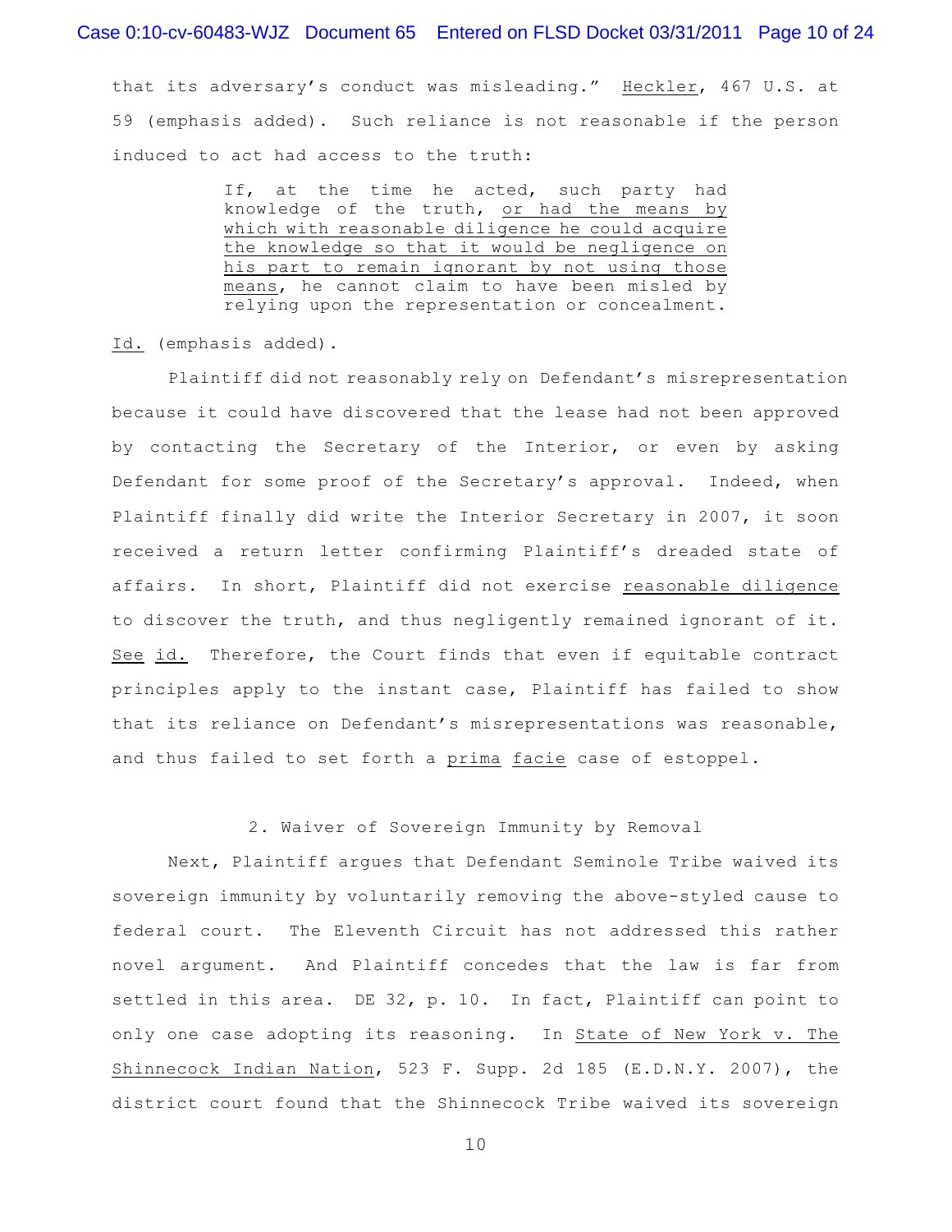that its adversary's conduct was misleading." Heckler, 467 U.S. at 59 (emphasis added). Such reliance is not reasonable if the person induced to act had access to the truth:

> If, at the time he acted, such party had knowledge of the truth, or had the means by which with reasonable diligence he could acquire the knowledge so that it would be negligence on his part to remain ignorant by not using those means, he cannot claim to have been misled by relying upon the representation or concealment.

Id. (emphasis added).

Plaintiff did not reasonably rely on Defendant's misrepresentation because it could have discovered that the lease had not been approved by contacting the Secretary of the Interior, or even by asking Defendant for some proof of the Secretary's approval. Indeed, when Plaintiff finally did write the Interior Secretary in 2007, it soon received a return letter confirming Plaintiff's dreaded state of affairs. In short, Plaintiff did not exercise reasonable diligence to discover the truth, and thus negligently remained ignorant of it. See id. Therefore, the Court finds that even if equitable contract principles apply to the instant case, Plaintiff has failed to show that its reliance on Defendant's misrepresentations was reasonable, and thus failed to set forth a prima facie case of estoppel.

2. Waiver of Sovereign Immunity by Removal

Next, Plaintiff argues that Defendant Seminole Tribe waived its sovereign immunity by voluntarily removing the above-styled cause to federal court. The Eleventh Circuit has not addressed this rather novel argument. And Plaintiff concedes that the law is far from settled in this area. DE 32, p. 10. In fact, Plaintiff can point to only one case adopting its reasoning. In State of New York v. The Shinnecock Indian Nation, 523 F. Supp. 2d 185 (E.D.N.Y. 2007), the district court found that the Shinnecock Tribe waived its sovereign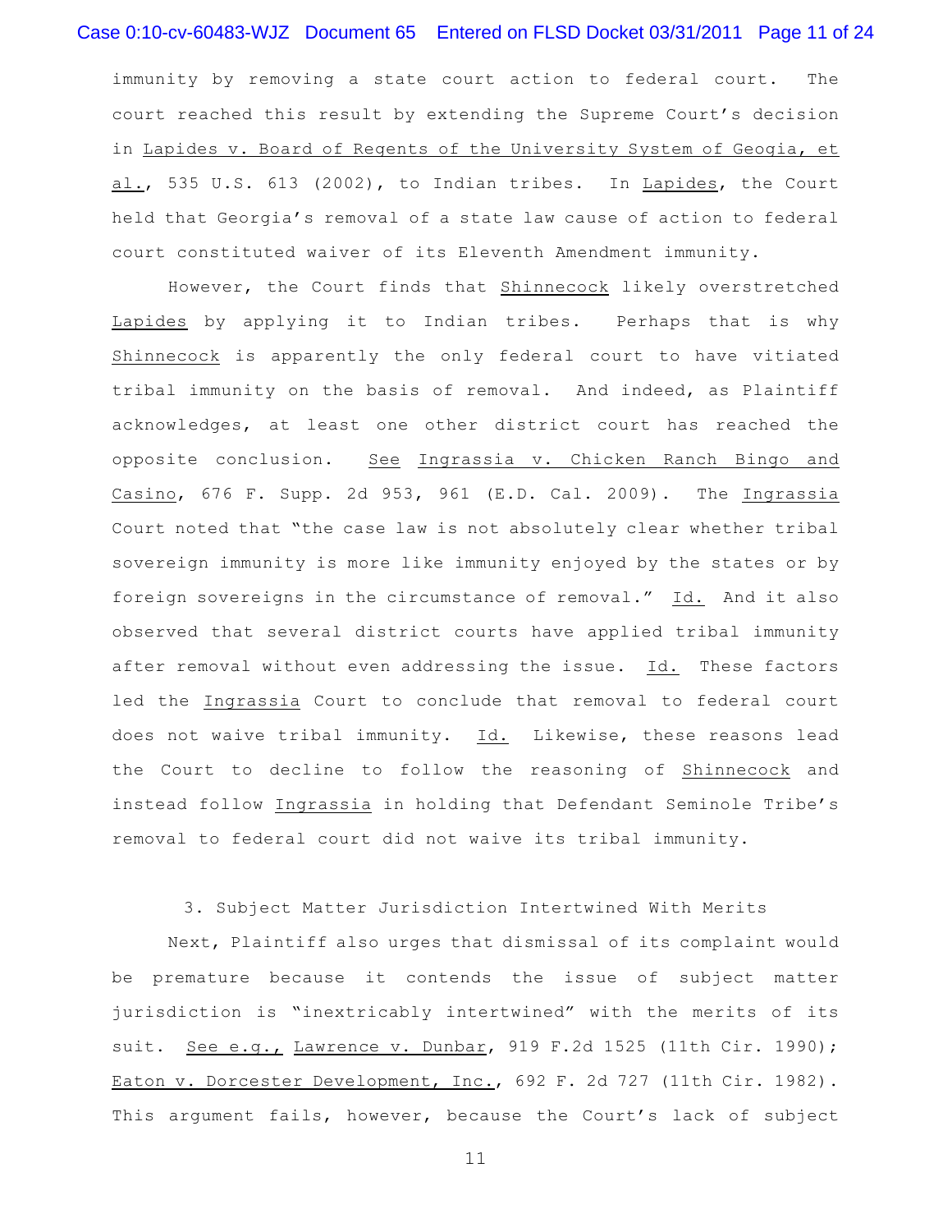immunity by removing a state court action to federal court. The court reached this result by extending the Supreme Court's decision in Lapides v. Board of Regents of the University System of Geogia, et al., 535 U.S. 613 (2002), to Indian tribes. In Lapides, the Court held that Georgia's removal of a state law cause of action to federal court constituted waiver of its Eleventh Amendment immunity.

However, the Court finds that Shinnecock likely overstretched Lapides by applying it to Indian tribes. Perhaps that is why Shinnecock is apparently the only federal court to have vitiated tribal immunity on the basis of removal. And indeed, as Plaintiff acknowledges, at least one other district court has reached the opposite conclusion. See Ingrassia v. Chicken Ranch Bingo and Casino, 676 F. Supp. 2d 953, 961 (E.D. Cal. 2009). The Ingrassia Court noted that "the case law is not absolutely clear whether tribal sovereign immunity is more like immunity enjoyed by the states or by foreign sovereigns in the circumstance of removal." Id. And it also observed that several district courts have applied tribal immunity after removal without even addressing the issue. Id. These factors led the Ingrassia Court to conclude that removal to federal court does not waive tribal immunity. Id. Likewise, these reasons lead the Court to decline to follow the reasoning of Shinnecock and instead follow Ingrassia in holding that Defendant Seminole Tribe's removal to federal court did not waive its tribal immunity.

3. Subject Matter Jurisdiction Intertwined With Merits

Next, Plaintiff also urges that dismissal of its complaint would be premature because it contends the issue of subject matter jurisdiction is "inextricably intertwined" with the merits of its suit. See e.g., Lawrence v. Dunbar, 919 F.2d 1525 (11th Cir. 1990); Eaton v. Dorcester Development, Inc., 692 F. 2d 727 (11th Cir. 1982). This argument fails, however, because the Court's lack of subject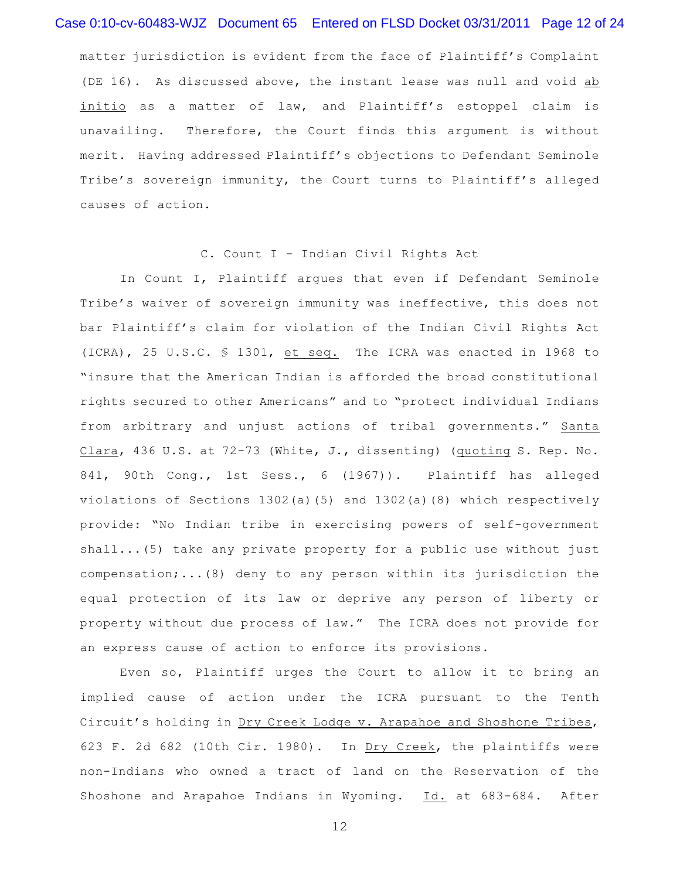matter jurisdiction is evident from the face of Plaintiff's Complaint (DE 16). As discussed above, the instant lease was null and void *ab initio* as a matter of law, and Plaintiff's estoppel claim is unavailing. Therefore, the Court finds this argument is without merit. Having addressed Plaintiff's objections to Defendant Seminole Tribe's sovereign immunity, the Court turns to Plaintiff's alleged causes of action.

### C. Count I - Indian Civil Rights Act

In Count I, Plaintiff argues that even if Defendant Seminole Tribe's waiver of sovereign immunity was ineffective, this does not bar Plaintiff's claim for violation of the Indian Civil Rights Act (ICRA), 25 U.S.C. § 1301, *et seq.* The ICRA was enacted in 1968 to "insure that the American Indian is afforded the broad constitutional rights secured to other Americans" and to "protect individual Indians from arbitrary and unjust actions of tribal governments." *Santa Clara*, 436 U.S. at 72-73 (White, J., dissenting) (*quoting* S. Rep. No. 841, 90th Cong., 1st Sess., 6 (1967)). Plaintiff has alleged violations of Sections 1302(a)(5) and 1302(a)(8) which respectively provide: "No Indian tribe in exercising powers of self-government shall...(5) take any private property for a public use without just compensation;...(8) deny to any person within its jurisdiction the equal protection of its law or deprive any person of liberty or property without due process of law." The ICRA does not provide for an express cause of action to enforce its provisions.

Even so, Plaintiff urges the Court to allow it to bring an implied cause of action under the ICRA pursuant to the Tenth Circuit's holding in *Dry Creek Lodge v. Arapahoe and Shoshone Tribes*, 623 F. 2d 682 (10th Cir. 1980). In *Dry Creek*, the plaintiffs were non-Indians who owned a tract of land on the Reservation of the Shoshone and Arapahoe Indians in Wyoming. *Id.* at 683-684. After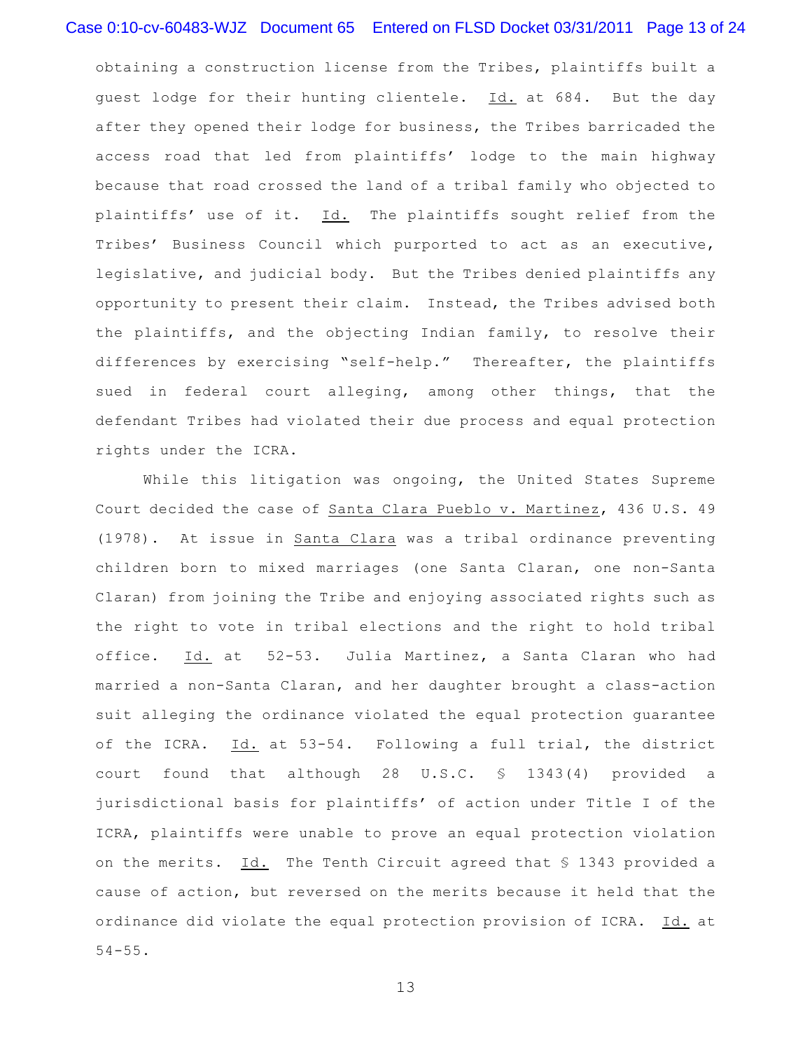obtaining a construction license from the Tribes, plaintiffs built a guest lodge for their hunting clientele. Id. at 684. But the day after they opened their lodge for business, the Tribes barricaded the access road that led from plaintiffs' lodge to the main highway because that road crossed the land of a tribal family who objected to plaintiffs' use of it. Id. The plaintiffs sought relief from the Tribes' Business Council which purported to act as an executive, legislative, and judicial body. But the Tribes denied plaintiffs any opportunity to present their claim. Instead, the Tribes advised both the plaintiffs, and the objecting Indian family, to resolve their differences by exercising "self-help." Thereafter, the plaintiffs sued in federal court alleging, among other things, that the defendant Tribes had violated their due process and equal protection rights under the ICRA.

While this litigation was ongoing, the United States Supreme Court decided the case of Santa Clara Pueblo v. Martinez, 436 U.S. 49 (1978). At issue in Santa Clara was a tribal ordinance preventing children born to mixed marriages (one Santa Claran, one non-Santa Claran) from joining the Tribe and enjoying associated rights such as the right to vote in tribal elections and the right to hold tribal office. Id. at 52-53. Julia Martinez, a Santa Claran who had married a non-Santa Claran, and her daughter brought a class-action suit alleging the ordinance violated the equal protection guarantee of the ICRA. Id. at 53-54. Following a full trial, the district court found that although 28 U.S.C. § 1343(4) provided a jurisdictional basis for plaintiffs' of action under Title I of the ICRA, plaintiffs were unable to prove an equal protection violation on the merits. Id. The Tenth Circuit agreed that § 1343 provided a cause of action, but reversed on the merits because it held that the ordinance did violate the equal protection provision of ICRA. Id. at 54-55.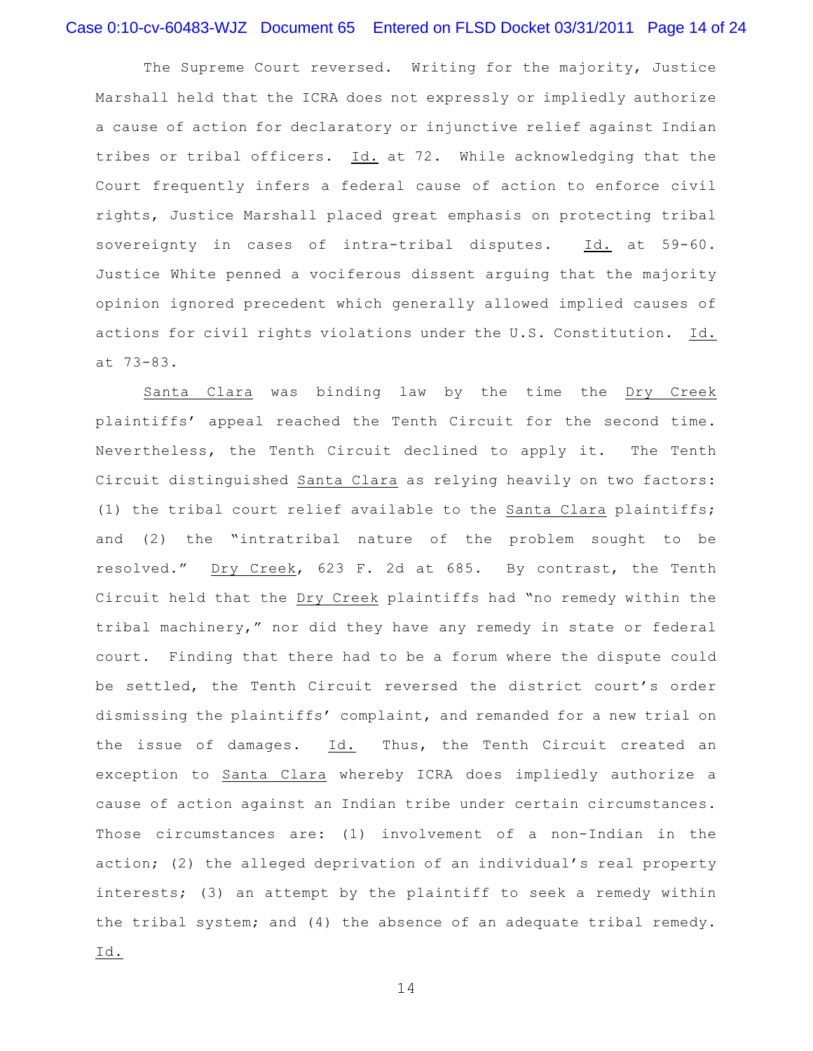The Supreme Court reversed. Writing for the majority, Justice Marshall held that the ICRA does not expressly or impliedly authorize a cause of action for declaratory or injunctive relief against Indian tribes or tribal officers. Id. at 72. While acknowledging that the Court frequently infers a federal cause of action to enforce civil rights, Justice Marshall placed great emphasis on protecting tribal sovereignty in cases of intra-tribal disputes. Id. at 59-60. Justice White penned a vociferous dissent arguing that the majority opinion ignored precedent which generally allowed implied causes of actions for civil rights violations under the U.S. Constitution. Id. at 73-83.

Santa Clara was binding law by the time the Dry Creek plaintiffs' appeal reached the Tenth Circuit for the second time. Nevertheless, the Tenth Circuit declined to apply it. The Tenth Circuit distinguished Santa Clara as relying heavily on two factors: (1) the tribal court relief available to the Santa Clara plaintiffs; and (2) the "intratribal nature of the problem sought to be resolved." Dry Creek, 623 F. 2d at 685. By contrast, the Tenth Circuit held that the Dry Creek plaintiffs had "no remedy within the tribal machinery," nor did they have any remedy in state or federal court. Finding that there had to be a forum where the dispute could be settled, the Tenth Circuit reversed the district court's order dismissing the plaintiffs' complaint, and remanded for a new trial on the issue of damages. Id. Thus, the Tenth Circuit created an exception to Santa Clara whereby ICRA does impliedly authorize a cause of action against an Indian tribe under certain circumstances. Those circumstances are: (1) involvement of a non-Indian in the action; (2) the alleged deprivation of an individual's real property interests; (3) an attempt by the plaintiff to seek a remedy within the tribal system; and (4) the absence of an adequate tribal remedy. Id.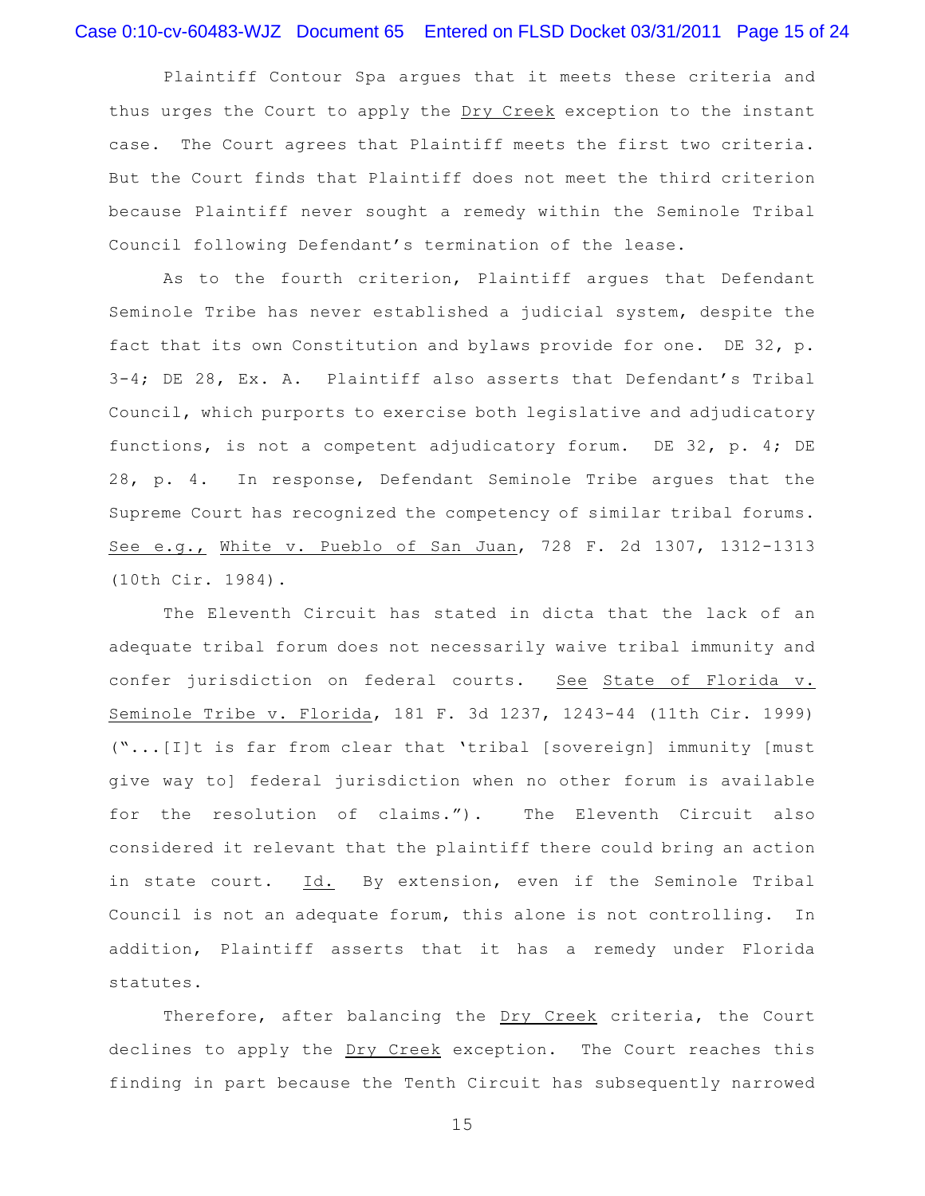Plaintiff Contour Spa argues that it meets these criteria and thus urges the Court to apply the Dry Creek exception to the instant case. The Court agrees that Plaintiff meets the first two criteria. But the Court finds that Plaintiff does not meet the third criterion because Plaintiff never sought a remedy within the Seminole Tribal Council following Defendant's termination of the lease.

As to the fourth criterion, Plaintiff argues that Defendant Seminole Tribe has never established a judicial system, despite the fact that its own Constitution and bylaws provide for one. DE 32, p. 3-4; DE 28, Ex. A. Plaintiff also asserts that Defendant's Tribal Council, which purports to exercise both legislative and adjudicatory functions, is not a competent adjudicatory forum. DE 32, p. 4; DE 28, p. 4. In response, Defendant Seminole Tribe argues that the Supreme Court has recognized the competency of similar tribal forums. See e.g., White v. Pueblo of San Juan, 728 F. 2d 1307, 1312-1313 (10th Cir. 1984).

The Eleventh Circuit has stated in dicta that the lack of an adequate tribal forum does not necessarily waive tribal immunity and confer jurisdiction on federal courts. See State of Florida v. Seminole Tribe v. Florida, 181 F. 3d 1237, 1243-44 (11th Cir. 1999) ("...[I]t is far from clear that 'tribal [sovereign] immunity [must give way to] federal jurisdiction when no other forum is available for the resolution of claims."). The Eleventh Circuit also considered it relevant that the plaintiff there could bring an action in state court. Id. By extension, even if the Seminole Tribal Council is not an adequate forum, this alone is not controlling. In addition, Plaintiff asserts that it has a remedy under Florida statutes.

Therefore, after balancing the Dry Creek criteria, the Court declines to apply the Dry Creek exception. The Court reaches this finding in part because the Tenth Circuit has subsequently narrowed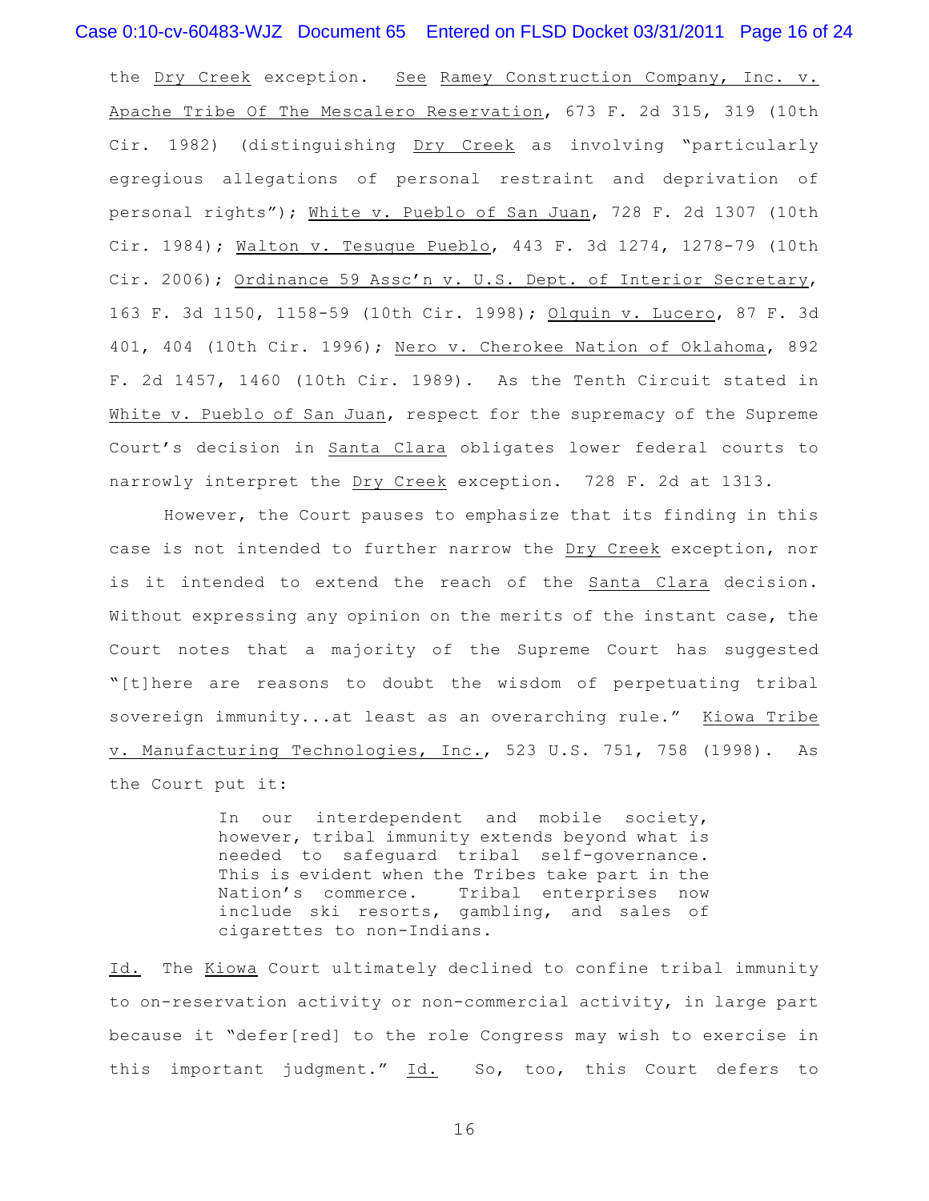the Dry Creek exception. See Ramey Construction Company, Inc. v. Apache Tribe Of The Mescalero Reservation, 673 F. 2d 315, 319 (10th Cir. 1982) (distinguishing Dry Creek as involving "particularly egregious allegations of personal restraint and deprivation of personal rights"); White v. Pueblo of San Juan, 728 F. 2d 1307 (10th Cir. 1984); Walton v. Tesuque Pueblo, 443 F. 3d 1274, 1278-79 (10th Cir. 2006); Ordinance 59 Assc'n v. U.S. Dept. of Interior Secretary, 163 F. 3d 1150, 1158-59 (10th Cir. 1998); Olguin v. Lucero, 87 F. 3d 401, 404 (10th Cir. 1996); Nero v. Cherokee Nation of Oklahoma, 892 F. 2d 1457, 1460 (10th Cir. 1989). As the Tenth Circuit stated in White v. Pueblo of San Juan, respect for the supremacy of the Supreme Court's decision in Santa Clara obligates lower federal courts to narrowly interpret the Dry Creek exception. 728 F. 2d at 1313.

However, the Court pauses to emphasize that its finding in this case is not intended to further narrow the Dry Creek exception, nor is it intended to extend the reach of the Santa Clara decision. Without expressing any opinion on the merits of the instant case, the Court notes that a majority of the Supreme Court has suggested "[t]here are reasons to doubt the wisdom of perpetuating tribal sovereign immunity...at least as an overarching rule." Kiowa Tribe v. Manufacturing Technologies, Inc., 523 U.S. 751, 758 (1998). As the Court put it:

> In our interdependent and mobile society, however, tribal immunity extends beyond what is needed to safeguard tribal self-governance. This is evident when the Tribes take part in the Nation's commerce. Tribal enterprises now include ski resorts, gambling, and sales of cigarettes to non-Indians.

Id. The Kiowa Court ultimately declined to confine tribal immunity to on-reservation activity or non-commercial activity, in large part because it "defer[red] to the role Congress may wish to exercise in this important judgment." Id. So, too, this Court defers to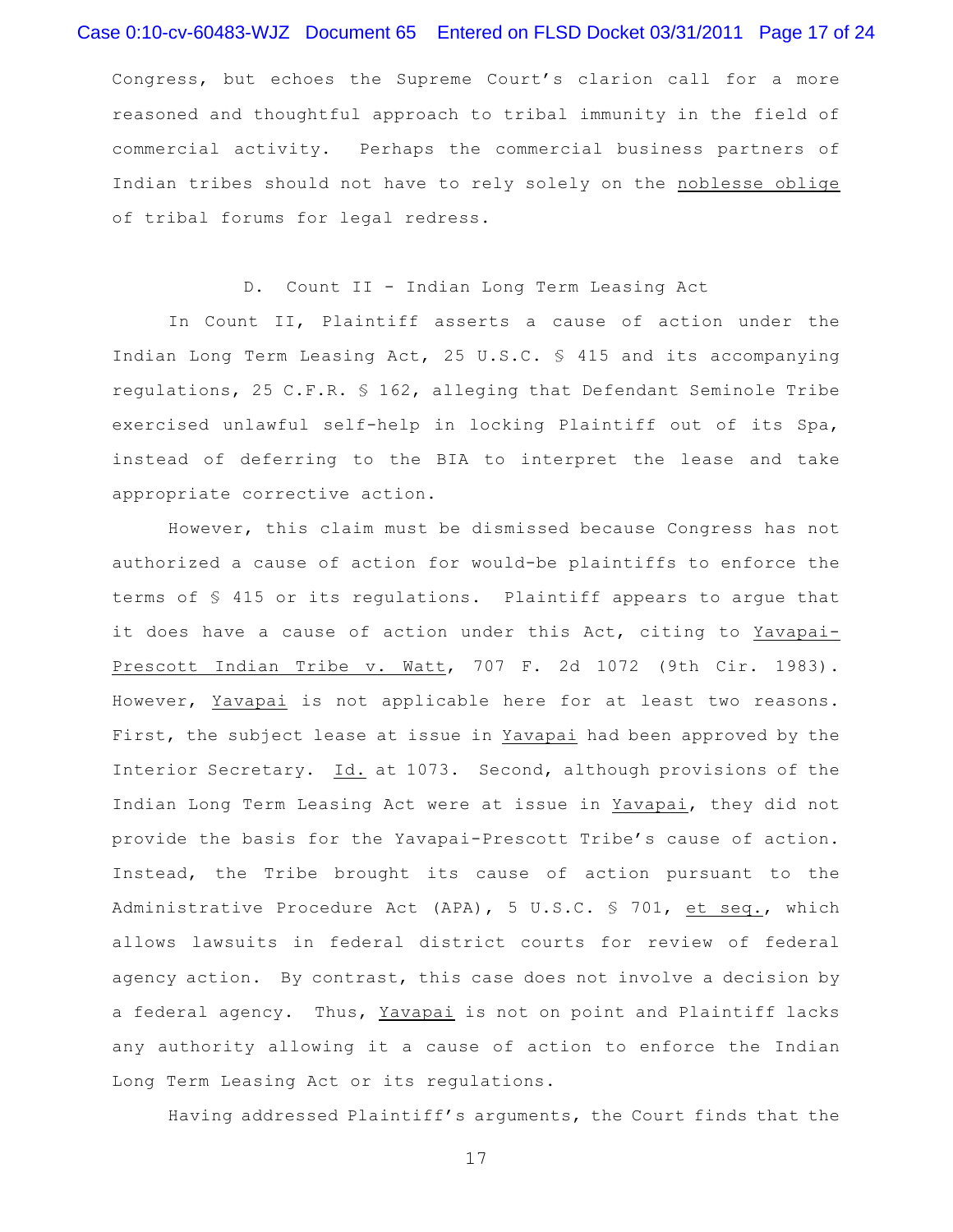Congress, but echoes the Supreme Court's clarion call for a more reasoned and thoughtful approach to tribal immunity in the field of commercial activity. Perhaps the commercial business partners of Indian tribes should not have to rely solely on the noblesse oblige of tribal forums for legal redress.

D. Count II - Indian Long Term Leasing Act

In Count II, Plaintiff asserts a cause of action under the Indian Long Term Leasing Act, 25 U.S.C. § 415 and its accompanying regulations, 25 C.F.R. § 162, alleging that Defendant Seminole Tribe exercised unlawful self-help in locking Plaintiff out of its Spa, instead of deferring to the BIA to interpret the lease and take appropriate corrective action.

However, this claim must be dismissed because Congress has not authorized a cause of action for would-be plaintiffs to enforce the terms of § 415 or its regulations. Plaintiff appears to argue that it does have a cause of action under this Act, citing to Yavapai-Prescott Indian Tribe v. Watt, 707 F. 2d 1072 (9th Cir. 1983). However, Yavapai is not applicable here for at least two reasons. First, the subject lease at issue in Yavapai had been approved by the Interior Secretary. Id. at 1073. Second, although provisions of the Indian Long Term Leasing Act were at issue in Yavapai, they did not provide the basis for the Yavapai-Prescott Tribe's cause of action. Instead, the Tribe brought its cause of action pursuant to the Administrative Procedure Act (APA), 5 U.S.C. § 701, et seq., which allows lawsuits in federal district courts for review of federal agency action. By contrast, this case does not involve a decision by a federal agency. Thus, Yavapai is not on point and Plaintiff lacks any authority allowing it a cause of action to enforce the Indian Long Term Leasing Act or its regulations.

Having addressed Plaintiff's arguments, the Court finds that the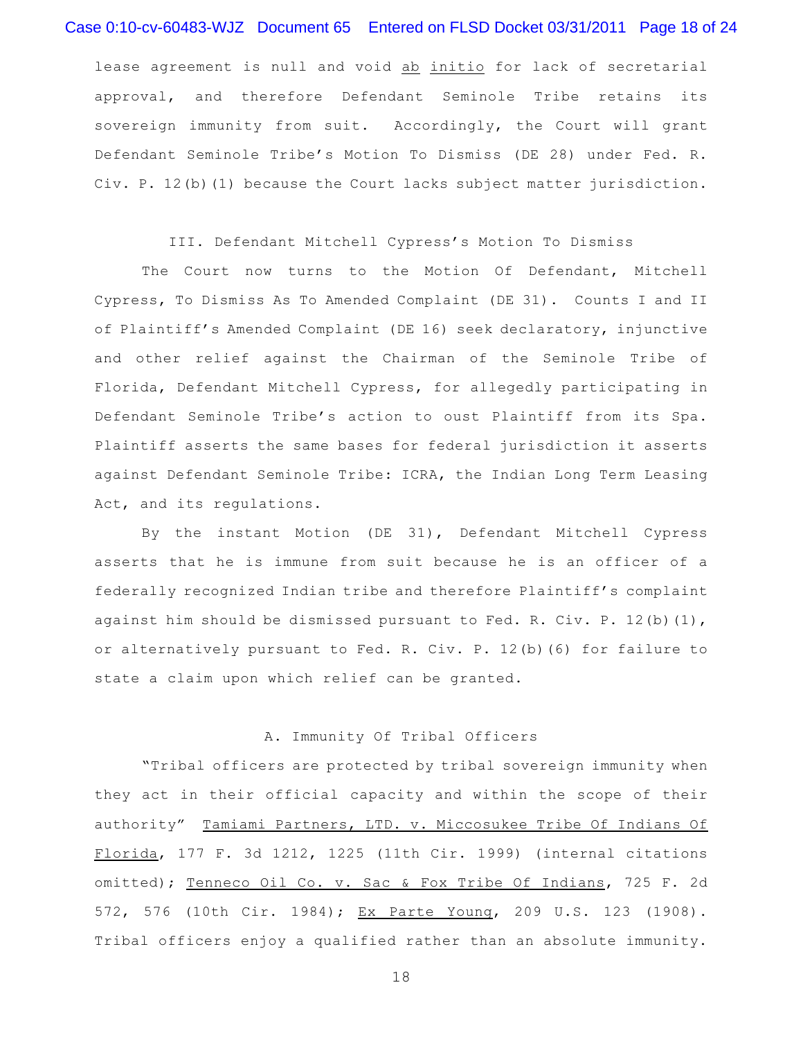lease agreement is null and void ab initio for lack of secretarial approval, and therefore Defendant Seminole Tribe retains its sovereign immunity from suit. Accordingly, the Court will grant Defendant Seminole Tribe's Motion To Dismiss (DE 28) under Fed. R. Civ. P. 12(b)(1) because the Court lacks subject matter jurisdiction.

## III. Defendant Mitchell Cypress's Motion To Dismiss

The Court now turns to the Motion Of Defendant, Mitchell Cypress, To Dismiss As To Amended Complaint (DE 31). Counts I and II of Plaintiff's Amended Complaint (DE 16) seek declaratory, injunctive and other relief against the Chairman of the Seminole Tribe of Florida, Defendant Mitchell Cypress, for allegedly participating in Defendant Seminole Tribe's action to oust Plaintiff from its Spa. Plaintiff asserts the same bases for federal jurisdiction it asserts against Defendant Seminole Tribe: ICRA, the Indian Long Term Leasing Act, and its regulations.

By the instant Motion (DE 31), Defendant Mitchell Cypress asserts that he is immune from suit because he is an officer of a federally recognized Indian tribe and therefore Plaintiff's complaint against him should be dismissed pursuant to Fed. R. Civ. P. 12(b)(1), or alternatively pursuant to Fed. R. Civ. P. 12(b)(6) for failure to state a claim upon which relief can be granted.

### A. Immunity Of Tribal Officers

"Tribal officers are protected by tribal sovereign immunity when they act in their official capacity and within the scope of their authority" Tamiami Partners, LTD. v. Miccosukee Tribe Of Indians Of Florida, 177 F. 3d 1212, 1225 (11th Cir. 1999) (internal citations omitted); Tenneco Oil Co. v. Sac & Fox Tribe Of Indians, 725 F. 2d 572, 576 (10th Cir. 1984); Ex Parte Young, 209 U.S. 123 (1908). Tribal officers enjoy a qualified rather than an absolute immunity.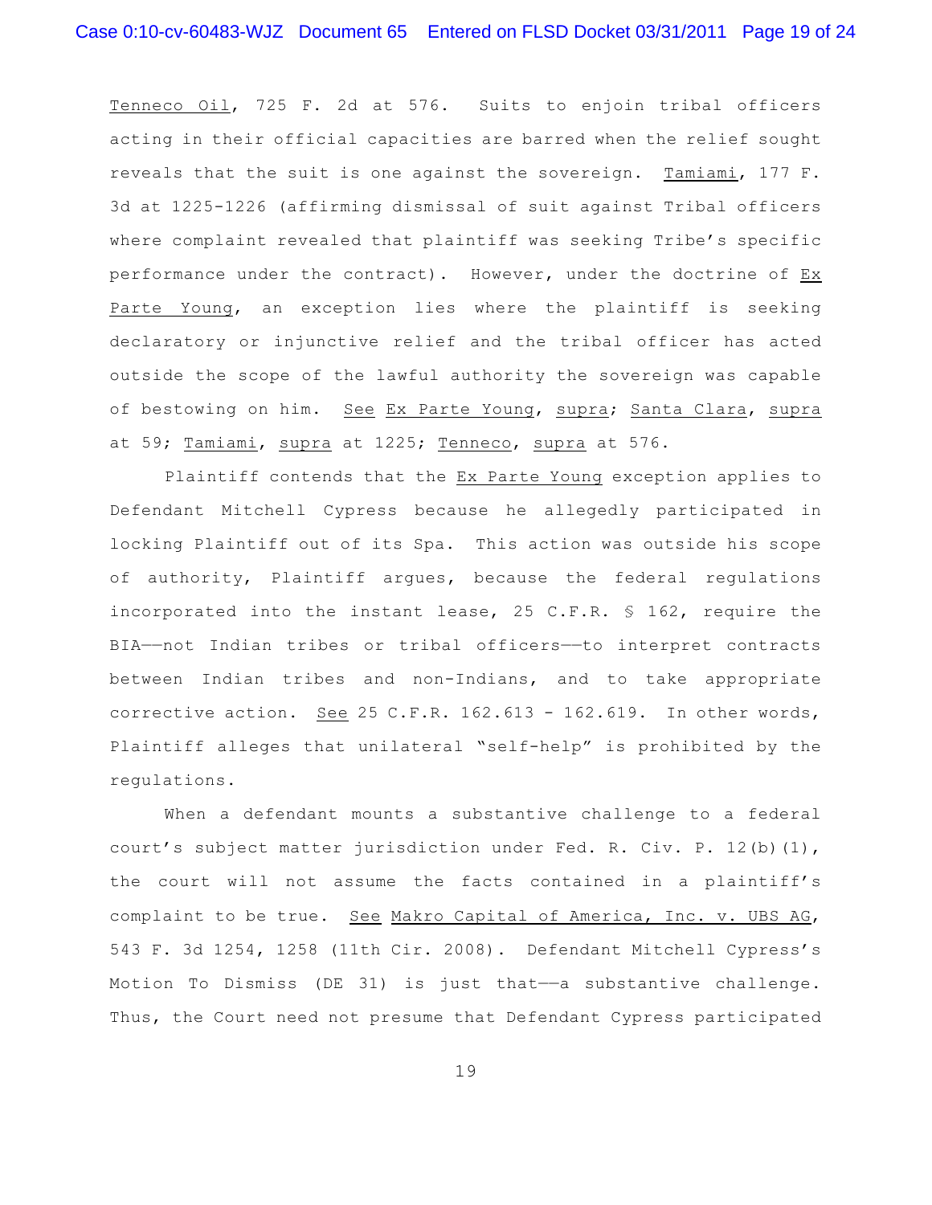Tenneco Oil, 725 F. 2d at 576. Suits to enjoin tribal officers acting in their official capacities are barred when the relief sought reveals that the suit is one against the sovereign. Tamiami, 177 F. 3d at 1225-1226 (affirming dismissal of suit against Tribal officers where complaint revealed that plaintiff was seeking Tribe's specific performance under the contract). However, under the doctrine of Ex Parte Young, an exception lies where the plaintiff is seeking declaratory or injunctive relief and the tribal officer has acted outside the scope of the lawful authority the sovereign was capable of bestowing on him. See Ex Parte Young, supra; Santa Clara, supra at 59; Tamiami, supra at 1225; Tenneco, supra at 576.

Plaintiff contends that the Ex Parte Young exception applies to Defendant Mitchell Cypress because he allegedly participated in locking Plaintiff out of its Spa. This action was outside his scope of authority, Plaintiff argues, because the federal regulations incorporated into the instant lease, 25 C.F.R. § 162, require the BIA——not Indian tribes or tribal officers——to interpret contracts between Indian tribes and non-Indians, and to take appropriate corrective action. See 25 C.F.R. 162.613 - 162.619. In other words, Plaintiff alleges that unilateral "self-help" is prohibited by the regulations.

When a defendant mounts a substantive challenge to a federal court's subject matter jurisdiction under Fed. R. Civ. P. 12(b)(1), the court will not assume the facts contained in a plaintiff's complaint to be true. See Makro Capital of America, Inc. v. UBS AG, 543 F. 3d 1254, 1258 (11th Cir. 2008). Defendant Mitchell Cypress's Motion To Dismiss (DE 31) is just that——a substantive challenge. Thus, the Court need not presume that Defendant Cypress participated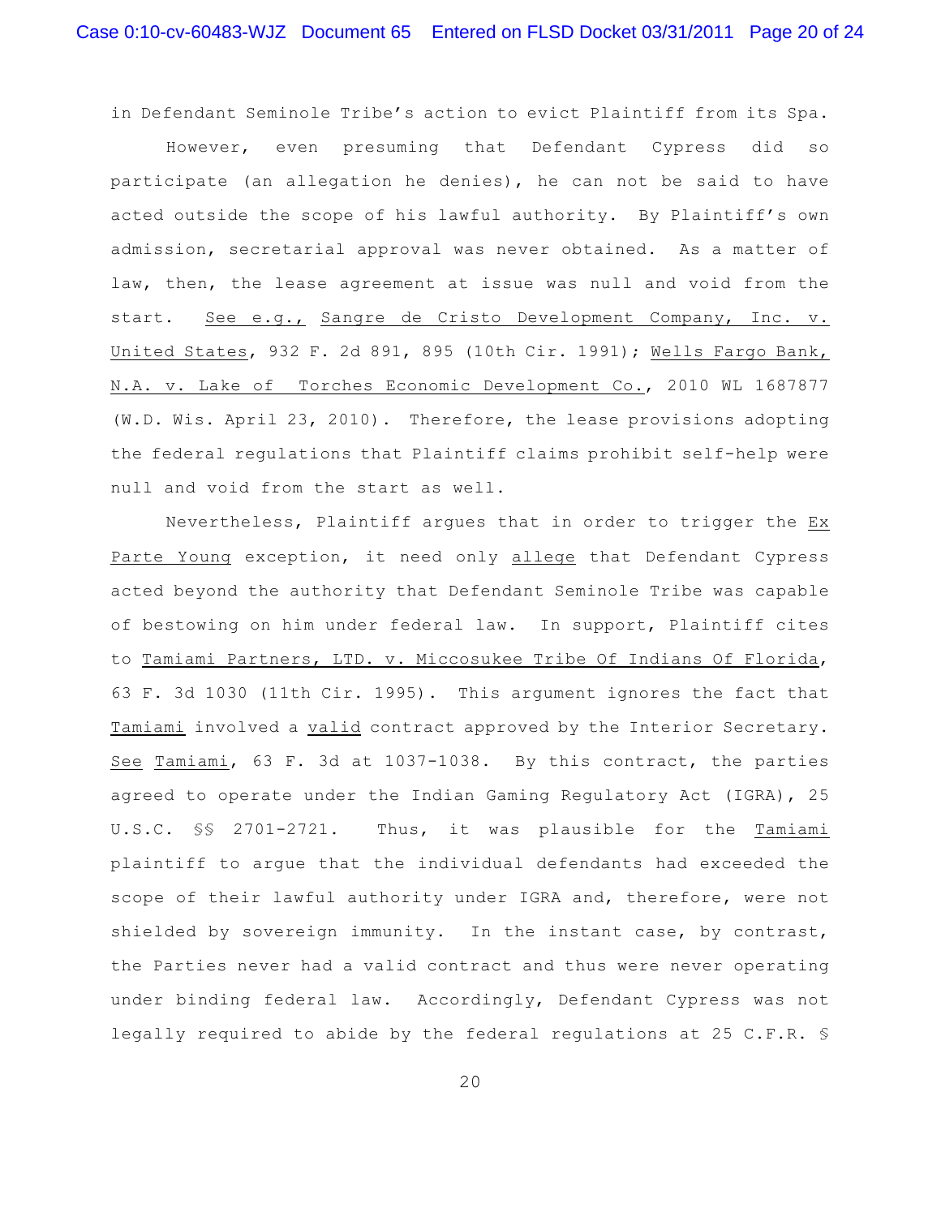in Defendant Seminole Tribe's action to evict Plaintiff from its Spa.

However, even presuming that Defendant Cypress did so participate (an allegation he denies), he can not be said to have acted outside the scope of his lawful authority. By Plaintiff's own admission, secretarial approval was never obtained. As a matter of law, then, the lease agreement at issue was null and void from the start. See e.g., Sangre de Cristo Development Company, Inc. v. United States, 932 F. 2d 891, 895 (10th Cir. 1991); Wells Fargo Bank, N.A. v. Lake of Torches Economic Development Co., 2010 WL 1687877 (W.D. Wis. April 23, 2010). Therefore, the lease provisions adopting the federal regulations that Plaintiff claims prohibit self-help were null and void from the start as well.

Nevertheless, Plaintiff argues that in order to trigger the Ex Parte Young exception, it need only allege that Defendant Cypress acted beyond the authority that Defendant Seminole Tribe was capable of bestowing on him under federal law. In support, Plaintiff cites to Tamiami Partners, LTD. v. Miccosukee Tribe Of Indians Of Florida, 63 F. 3d 1030 (11th Cir. 1995). This argument ignores the fact that Tamiami involved a valid contract approved by the Interior Secretary. See Tamiami, 63 F. 3d at 1037-1038. By this contract, the parties agreed to operate under the Indian Gaming Regulatory Act (IGRA), 25 U.S.C. §§ 2701-2721. Thus, it was plausible for the Tamiami plaintiff to argue that the individual defendants had exceeded the scope of their lawful authority under IGRA and, therefore, were not shielded by sovereign immunity. In the instant case, by contrast, the Parties never had a valid contract and thus were never operating under binding federal law. Accordingly, Defendant Cypress was not legally required to abide by the federal regulations at 25 C.F.R. §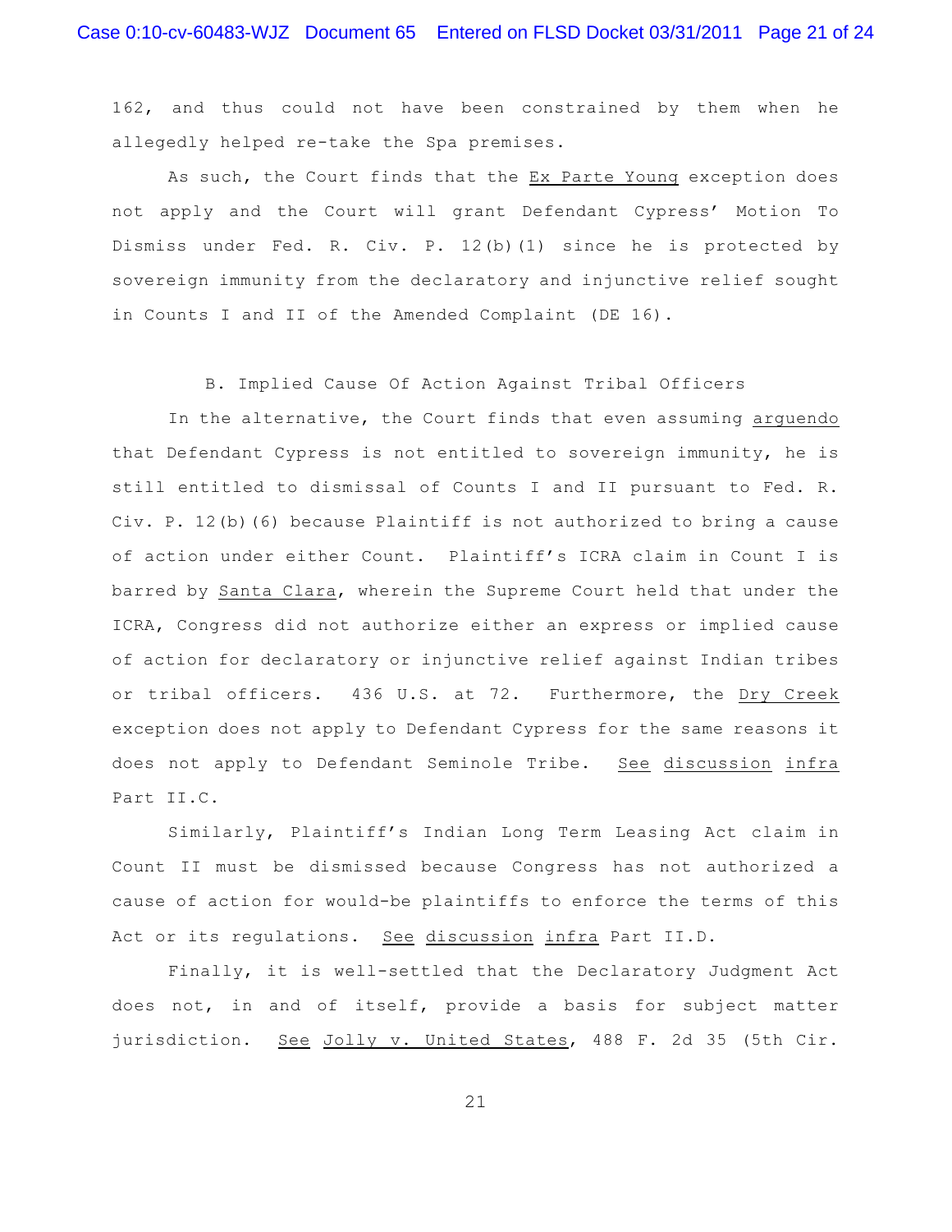162, and thus could not have been constrained by them when he allegedly helped re-take the Spa premises.

As such, the Court finds that the Ex Parte Young exception does not apply and the Court will grant Defendant Cypress' Motion To Dismiss under Fed. R. Civ. P. 12(b)(1) since he is protected by sovereign immunity from the declaratory and injunctive relief sought in Counts I and II of the Amended Complaint (DE 16).

### B. Implied Cause Of Action Against Tribal Officers

In the alternative, the Court finds that even assuming arguendo that Defendant Cypress is not entitled to sovereign immunity, he is still entitled to dismissal of Counts I and II pursuant to Fed. R. Civ. P. 12(b)(6) because Plaintiff is not authorized to bring a cause of action under either Count. Plaintiff's ICRA claim in Count I is barred by Santa Clara, wherein the Supreme Court held that under the ICRA, Congress did not authorize either an express or implied cause of action for declaratory or injunctive relief against Indian tribes or tribal officers. 436 U.S. at 72. Furthermore, the Dry Creek exception does not apply to Defendant Cypress for the same reasons it does not apply to Defendant Seminole Tribe. See discussion infra Part II.C.

Similarly, Plaintiff's Indian Long Term Leasing Act claim in Count II must be dismissed because Congress has not authorized a cause of action for would-be plaintiffs to enforce the terms of this Act or its regulations. See discussion infra Part II.D.

Finally, it is well-settled that the Declaratory Judgment Act does not, in and of itself, provide a basis for subject matter jurisdiction. See Jolly v. United States, 488 F. 2d 35 (5th Cir.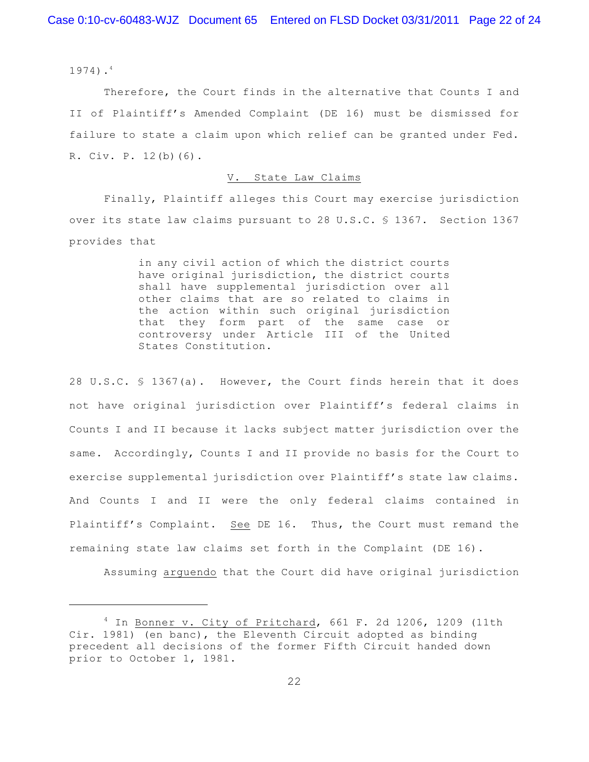1974).[4]

Therefore, the Court finds in the alternative that Counts I and II of Plaintiff's Amended Complaint (DE 16) must be dismissed for failure to state a claim upon which relief can be granted under Fed. R. Civ. P. 12(b)(6).

## V. State Law Claims

Finally, Plaintiff alleges this Court may exercise jurisdiction over its state law claims pursuant to 28 U.S.C. § 1367. Section 1367 provides that

> in any civil action of which the district courts have original jurisdiction, the district courts shall have supplemental jurisdiction over all other claims that are so related to claims in the action within such original jurisdiction that they form part of the same case or controversy under Article III of the United States Constitution.

28 U.S.C. § 1367(a). However, the Court finds herein that it does not have original jurisdiction over Plaintiff's federal claims in Counts I and II because it lacks subject matter jurisdiction over the same. Accordingly, Counts I and II provide no basis for the Court to exercise supplemental jurisdiction over Plaintiff's state law claims. And Counts I and II were the only federal claims contained in Plaintiff's Complaint. See DE 16. Thus, the Court must remand the remaining state law claims set forth in the Complaint (DE 16).

Assuming arguendo that the Court did have original jurisdiction

---

[4] In Bonner v. City of Pritchard, 661 F. 2d 1206, 1209 (11th Cir. 1981) (en banc), the Eleventh Circuit adopted as binding precedent all decisions of the former Fifth Circuit handed down prior to October 1, 1981.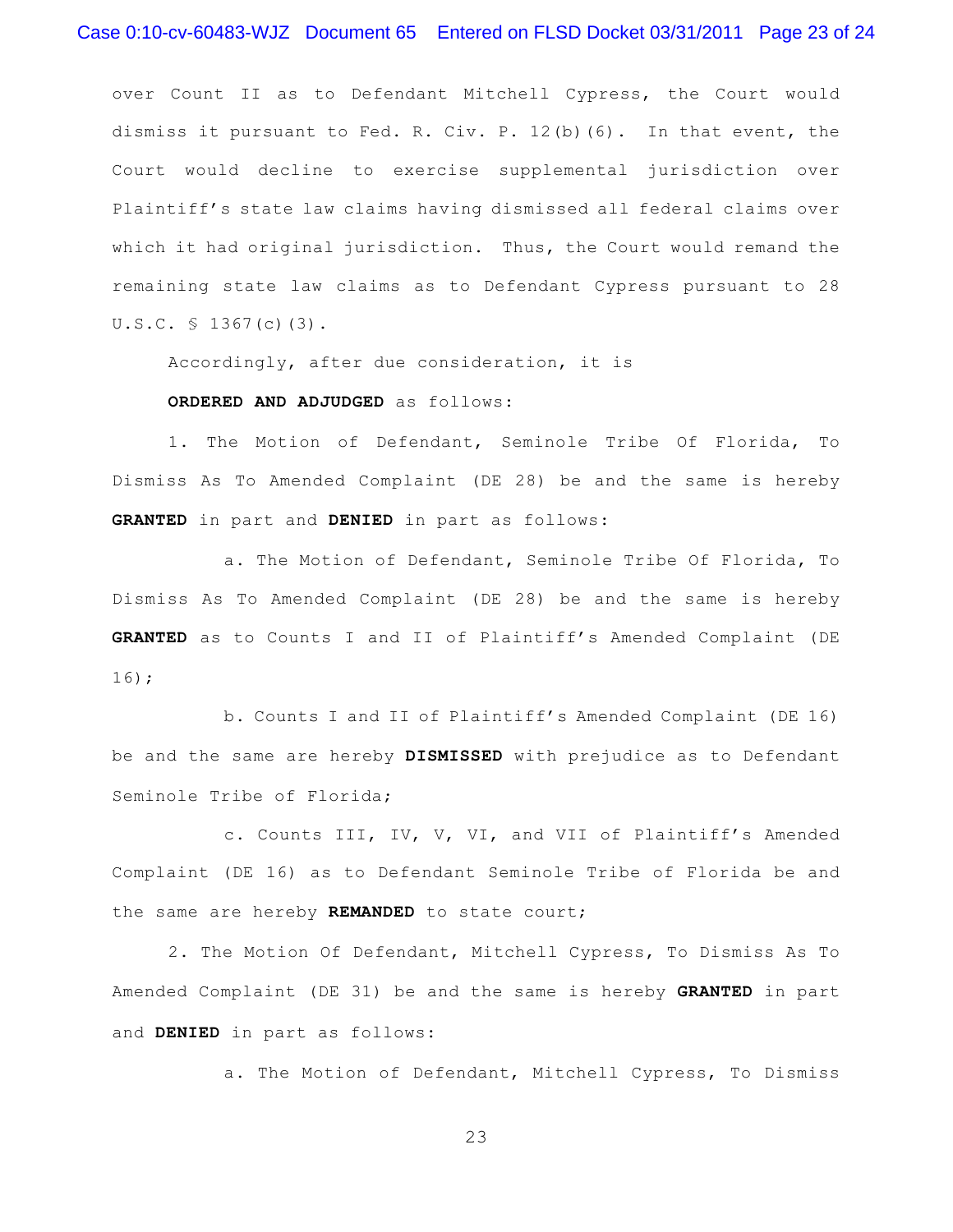over Count II as to Defendant Mitchell Cypress, the Court would dismiss it pursuant to Fed. R. Civ. P. 12(b)(6). In that event, the Court would decline to exercise supplemental jurisdiction over Plaintiff's state law claims having dismissed all federal claims over which it had original jurisdiction. Thus, the Court would remand the remaining state law claims as to Defendant Cypress pursuant to 28 U.S.C. § 1367(c)(3).

Accordingly, after due consideration, it is

**ORDERED AND ADJUDGED** as follows:

1. The Motion of Defendant, Seminole Tribe Of Florida, To Dismiss As To Amended Complaint (DE 28) be and the same is hereby **GRANTED** in part and **DENIED** in part as follows:

   a. The Motion of Defendant, Seminole Tribe Of Florida, To Dismiss As To Amended Complaint (DE 28) be and the same is hereby **GRANTED** as to Counts I and II of Plaintiff's Amended Complaint (DE 16);

   b. Counts I and II of Plaintiff's Amended Complaint (DE 16) be and the same are hereby **DISMISSED** with prejudice as to Defendant Seminole Tribe of Florida;

   c. Counts III, IV, V, VI, and VII of Plaintiff's Amended Complaint (DE 16) as to Defendant Seminole Tribe of Florida be and the same are hereby **REMANDED** to state court;

2. The Motion Of Defendant, Mitchell Cypress, To Dismiss As To Amended Complaint (DE 31) be and the same is hereby **GRANTED** in part and **DENIED** in part as follows:

   a. The Motion of Defendant, Mitchell Cypress, To Dismiss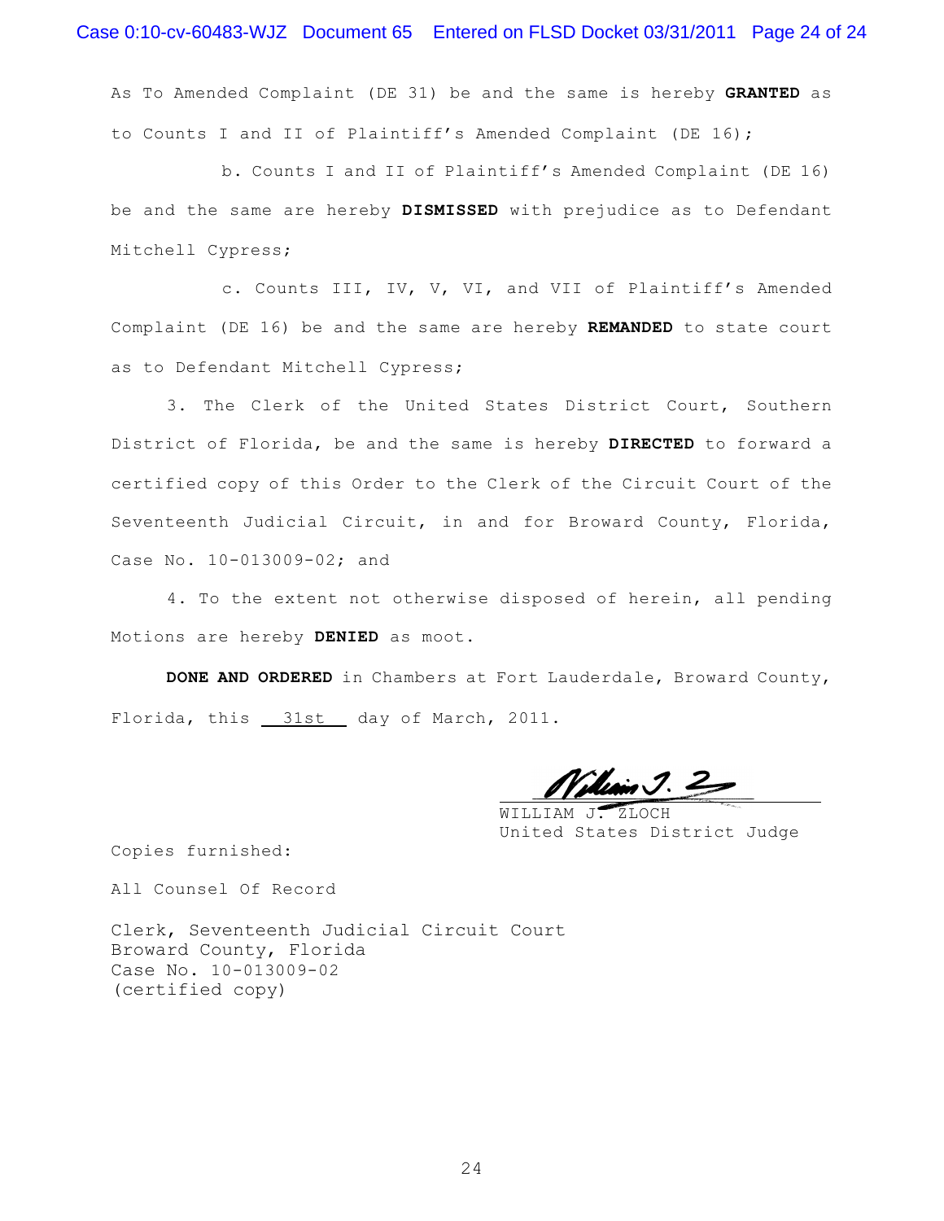As To Amended Complaint (DE 31) be and the same is hereby **GRANTED** as to Counts I and II of Plaintiff's Amended Complaint (DE 16);

b. Counts I and II of Plaintiff's Amended Complaint (DE 16) be and the same are hereby **DISMISSED** with prejudice as to Defendant Mitchell Cypress;

c. Counts III, IV, V, VI, and VII of Plaintiff's Amended Complaint (DE 16) be and the same are hereby **REMANDED** to state court as to Defendant Mitchell Cypress;

3. The Clerk of the United States District Court, Southern District of Florida, be and the same is hereby **DIRECTED** to forward a certified copy of this Order to the Clerk of the Circuit Court of the Seventeenth Judicial Circuit, in and for Broward County, Florida, Case No. 10-013009-02; and

4. To the extent not otherwise disposed of herein, all pending Motions are hereby **DENIED** as moot.

**DONE AND ORDERED** in Chambers at Fort Lauderdale, Broward County, Florida, this 31st day of March, 2011.

WILLIAM J. ZLOCH
United States District Judge

Copies furnished:

All Counsel Of Record

Clerk, Seventeenth Judicial Circuit Court
Broward County, Florida
Case No. 10-013009-02
(certified copy)